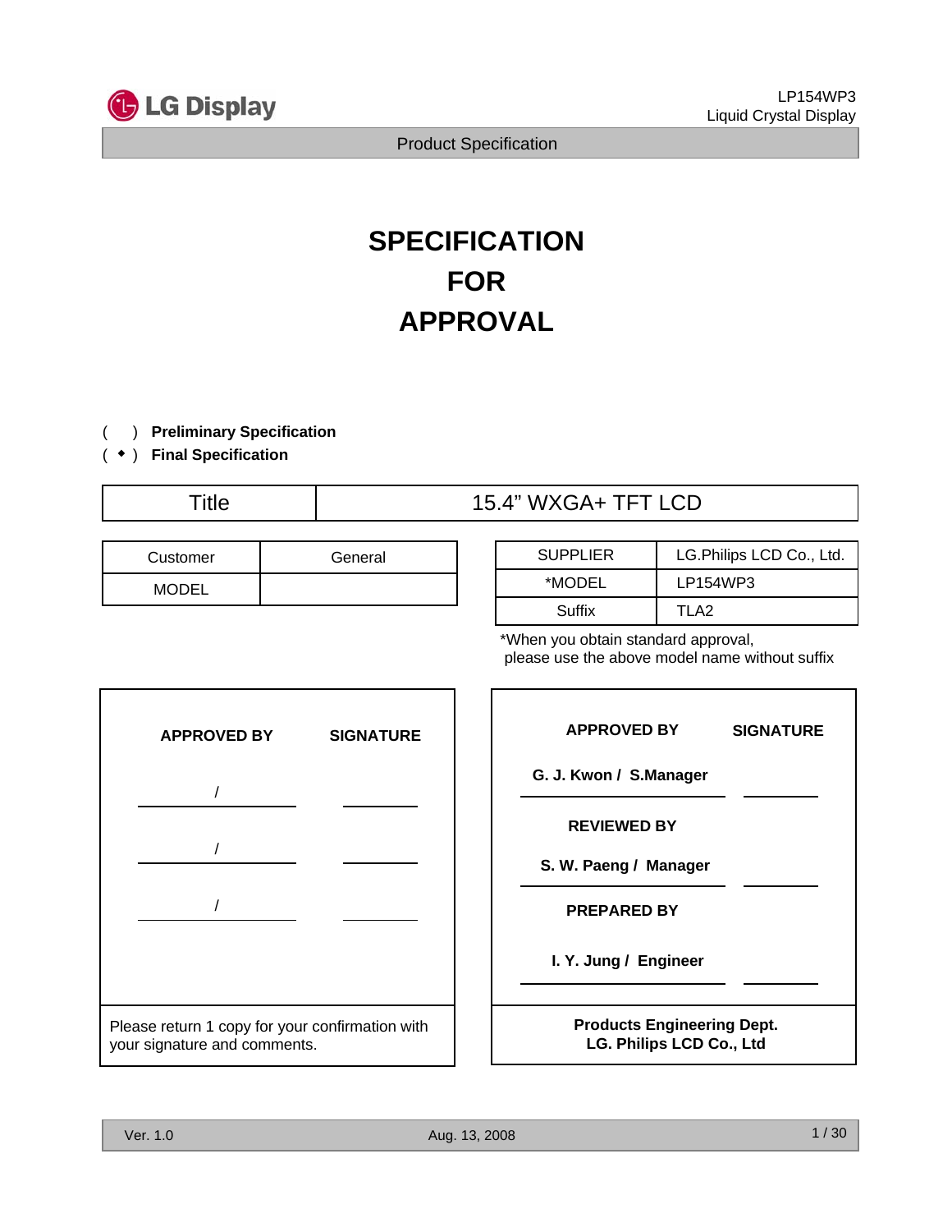LP154WP3
Liquid Crystal Display

Product Specification

# SPECIFICATION FOR APPROVAL

( ) **Preliminary Specification**
( ◆ ) **Final Specification**

| Title | 15.4" WXGA+ TFT LCD |
|---|---|

| Customer | General |
|---|---|
| MODEL | |

| SUPPLIER | LG.Philips LCD Co., Ltd. |
|---|---|
| *MODEL | LP154WP3 |
| Suffix | TLA2 |

*When you obtain standard approval, please use the above model name without suffix

| APPROVED BY | SIGNATURE |
|---|---|
| / | |
| / | |
| / | |

Please return 1 copy for your confirmation with your signature and comments.

| APPROVED BY | SIGNATURE |
|---|---|
| **G. J. Kwon / S.Manager** | |
| **REVIEWED BY** | |
| **S. W. Paeng / Manager** | |
| **PREPARED BY** | |
| **I. Y. Jung / Engineer** | |

**Products Engineering Dept.**
**LG. Philips LCD Co., Ltd**

Ver. 1.0 Aug. 13, 2008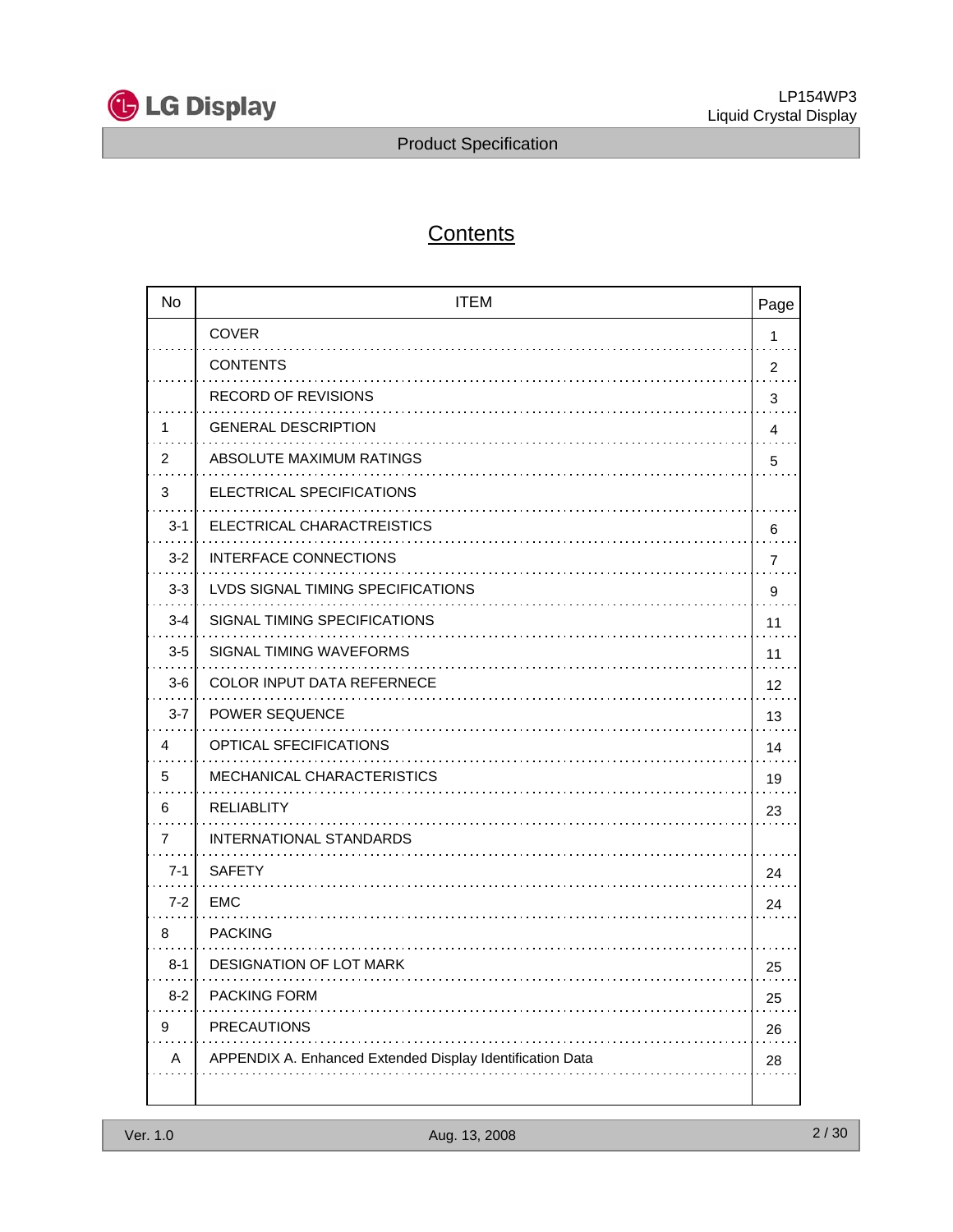# Contents

| No | ITEM | Page |
|---|---|---|
| | COVER | 1 |
| | CONTENTS | 2 |
| | RECORD OF REVISIONS | 3 |
| 1 | GENERAL DESCRIPTION | 4 |
| 2 | ABSOLUTE MAXIMUM RATINGS | 5 |
| 3 | ELECTRICAL SPECIFICATIONS | |
| 3-1 | ELECTRICAL CHARACTREISTICS | 6 |
| 3-2 | INTERFACE CONNECTIONS | 7 |
| 3-3 | LVDS SIGNAL TIMING SPECIFICATIONS | 9 |
| 3-4 | SIGNAL TIMING SPECIFICATIONS | 11 |
| 3-5 | SIGNAL TIMING WAVEFORMS | 11 |
| 3-6 | COLOR INPUT DATA REFERNECE | 12 |
| 3-7 | POWER SEQUENCE | 13 |
| 4 | OPTICAL SFECIFICATIONS | 14 |
| 5 | MECHANICAL CHARACTERISTICS | 19 |
| 6 | RELIABLITY | 23 |
| 7 | INTERNATIONAL STANDARDS | |
| 7-1 | SAFETY | 24 |
| 7-2 | EMC | 24 |
| 8 | PACKING | |
| 8-1 | DESIGNATION OF LOT MARK | 25 |
| 8-2 | PACKING FORM | 25 |
| 9 | PRECAUTIONS | 26 |
| A | APPENDIX A. Enhanced Extended Display Identification Data | 28 |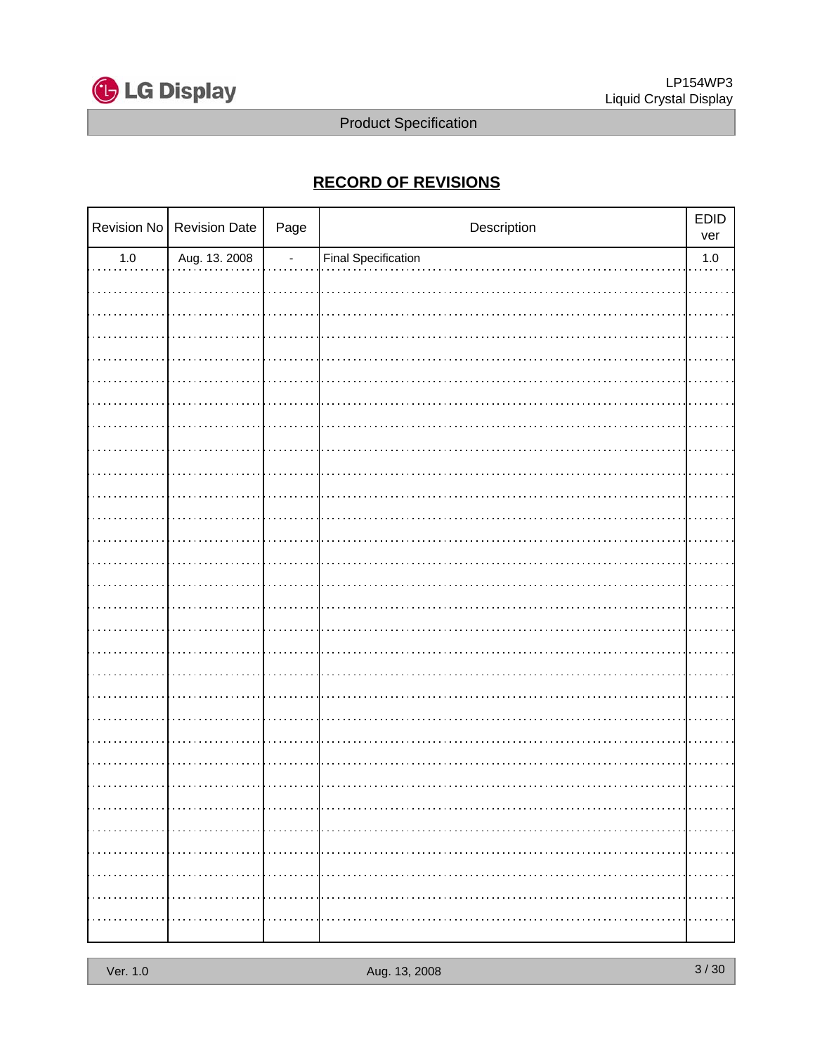## RECORD OF REVISIONS

| Revision No | Revision Date | Page | Description | EDID ver |
|---|---|---|---|---|
| 1.0 | Aug. 13. 2008 | - | Final Specification | 1.0 |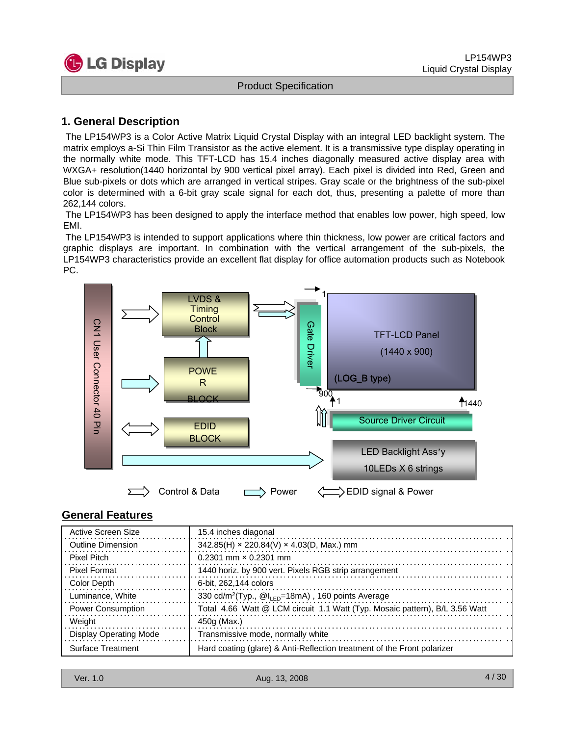# 1. General Description

The LP154WP3 is a Color Active Matrix Liquid Crystal Display with an integral LED backlight system. The matrix employs a-Si Thin Film Transistor as the active element. It is a transmissive type display operating in the normally white mode. This TFT-LCD has 15.4 inches diagonally measured active display area with WXGA+ resolution(1440 horizontal by 900 vertical pixel array). Each pixel is divided into Red, Green and Blue sub-pixels or dots which are arranged in vertical stripes. Gray scale or the brightness of the sub-pixel color is determined with a 6-bit gray scale signal for each dot, thus, presenting a palette of more than 262,144 colors.

The LP154WP3 has been designed to apply the interface method that enables low power, high speed, low EMI.

The LP154WP3 is intended to support applications where thin thickness, low power are critical factors and graphic displays are important. In combination with the vertical arrangement of the sub-pixels, the LP154WP3 characteristics provide an excellent flat display for office automation products such as Notebook PC.

CN1 User Connector 40 Pin

LVDS & Timing Control Block

POWER BLOCK

EDID BLOCK

Gate Driver

TFT-LCD Panel (1440 x 900) (LOG_B type)

1 900 1 1440

Source Driver Circuit

LED Backlight Ass'y 10LEDs X 6 strings

Control & Data   Power   EDID signal & Power

## General Features

| Active Screen Size | 15.4 inches diagonal |
|---|---|
| Outline Dimension | 342.85(H) × 220.84(V) × 4.03(D, Max.) mm |
| Pixel Pitch | 0.2301 mm × 0.2301 mm |
| Pixel Format | 1440 horiz. by 900 vert. Pixels RGB strip arrangement |
| Color Depth | 6-bit, 262,144 colors |
| Luminance, White | 330 cd/m$^2$(Typ., @$I_{LED}$=18mA) , 160 points Average |
| Power Consumption | Total 4.66 Watt @ LCM circuit 1.1 Watt (Typ. Mosaic pattern), B/L 3.56 Watt |
| Weight | 450g (Max.) |
| Display Operating Mode | Transmissive mode, normally white |
| Surface Treatment | Hard coating (glare) & Anti-Reflection treatment of the Front polarizer |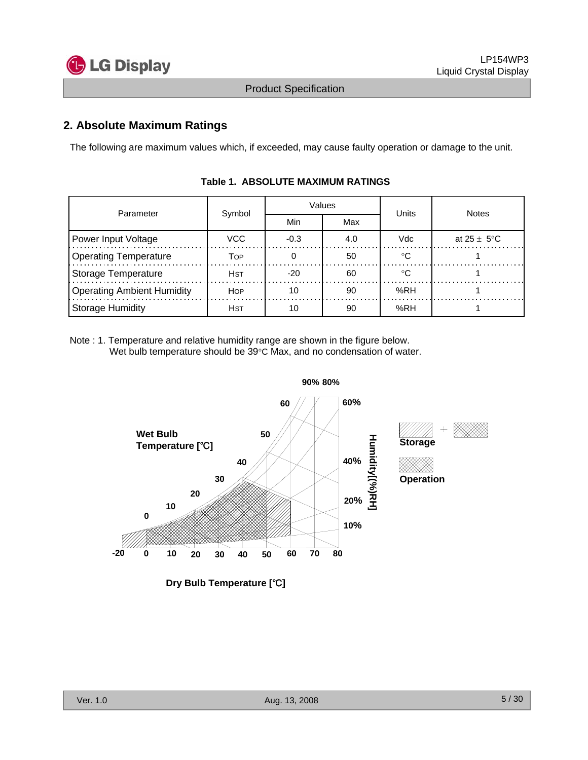## 2. Absolute Maximum Ratings

The following are maximum values which, if exceeded, may cause faulty operation or damage to the unit.

**Table 1. ABSOLUTE MAXIMUM RATINGS**

| Parameter | Symbol | Values | | Units | Notes |
|---|---|---|---|---|---|
| | | Min | Max | | |
| Power Input Voltage | VCC | -0.3 | 4.0 | Vdc | at 25 ± 5°C |
| Operating Temperature | TOP | 0 | 50 | °C | 1 |
| Storage Temperature | HST | -20 | 60 | °C | 1 |
| Operating Ambient Humidity | HOP | 10 | 90 | %RH | 1 |
| Storage Humidity | HST | 10 | 90 | %RH | 1 |

Note : 1. Temperature and relative humidity range are shown in the figure below.
Wet bulb temperature should be 39°C Max, and no condensation of water.

Wet Bulb Temperature [℃]

Humidity[(%)RH]

Storage

Operation

Dry Bulb Temperature [℃]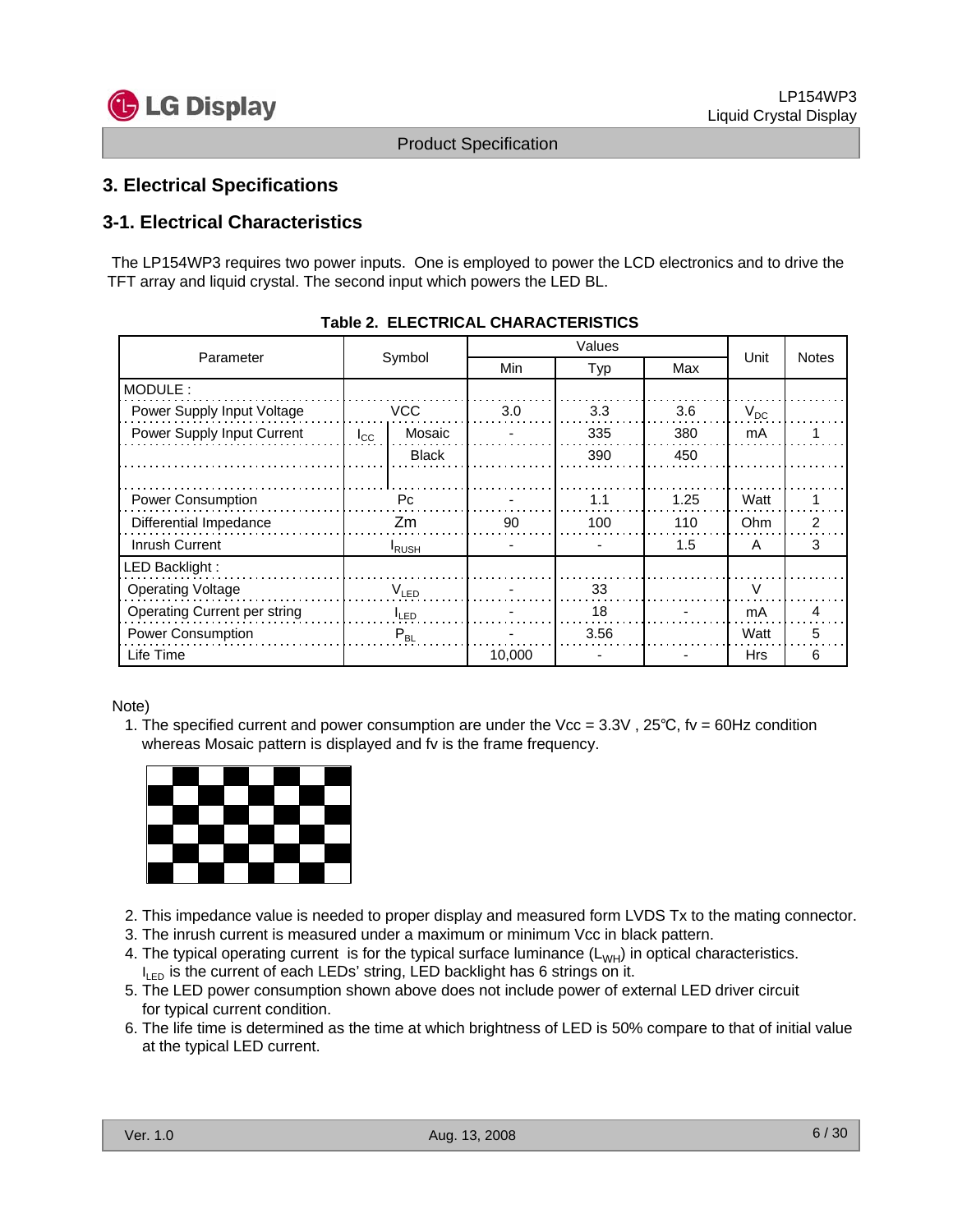## 3. Electrical Specifications

### 3-1. Electrical Characteristics

The LP154WP3 requires two power inputs. One is employed to power the LCD electronics and to drive the TFT array and liquid crystal. The second input which powers the LED BL.

**Table 2. ELECTRICAL CHARACTERISTICS**

| Parameter | Symbol | | Values | | | Unit | Notes |
|---|---|---|---|---|---|---|---|
| | | | Min | Typ | Max | | |
| MODULE : | | | | | | | |
| Power Supply Input Voltage | VCC | | 3.0 | 3.3 | 3.6 | $V_{DC}$ | |
| Power Supply Input Current | $I_{CC}$ | Mosaic | - | 335 | 380 | mA | 1 |
| | | Black | | 390 | 450 | | |
| Power Consumption | Pc | | - | 1.1 | 1.25 | Watt | 1 |
| Differential Impedance | Zm | | 90 | 100 | 110 | Ohm | 2 |
| Inrush Current | $I_{RUSH}$ | | - | - | 1.5 | A | 3 |
| LED Backlight : | | | | | | | |
| Operating Voltage | $V_{LED}$ | | - | 33 | | V | |
| Operating Current per string | $I_{LED}$ | | - | 18 | - | mA | 4 |
| Power Consumption | $P_{BL}$ | | - | 3.56 | | Watt | 5 |
| Life Time | | | 10,000 | - | - | Hrs | 6 |

Note)

1. The specified current and power consumption are under the Vcc = 3.3V , 25℃, fv = 60Hz condition whereas Mosaic pattern is displayed and fv is the frame frequency.
2. This impedance value is needed to proper display and measured form LVDS Tx to the mating connector.
3. The inrush current is measured under a maximum or minimum Vcc in black pattern.
4. The typical operating current is for the typical surface luminance ($L_{WH}$) in optical characteristics. $I_{LED}$ is the current of each LEDs' string, LED backlight has 6 strings on it.
5. The LED power consumption shown above does not include power of external LED driver circuit for typical current condition.
6. The life time is determined as the time at which brightness of LED is 50% compare to that of initial value at the typical LED current.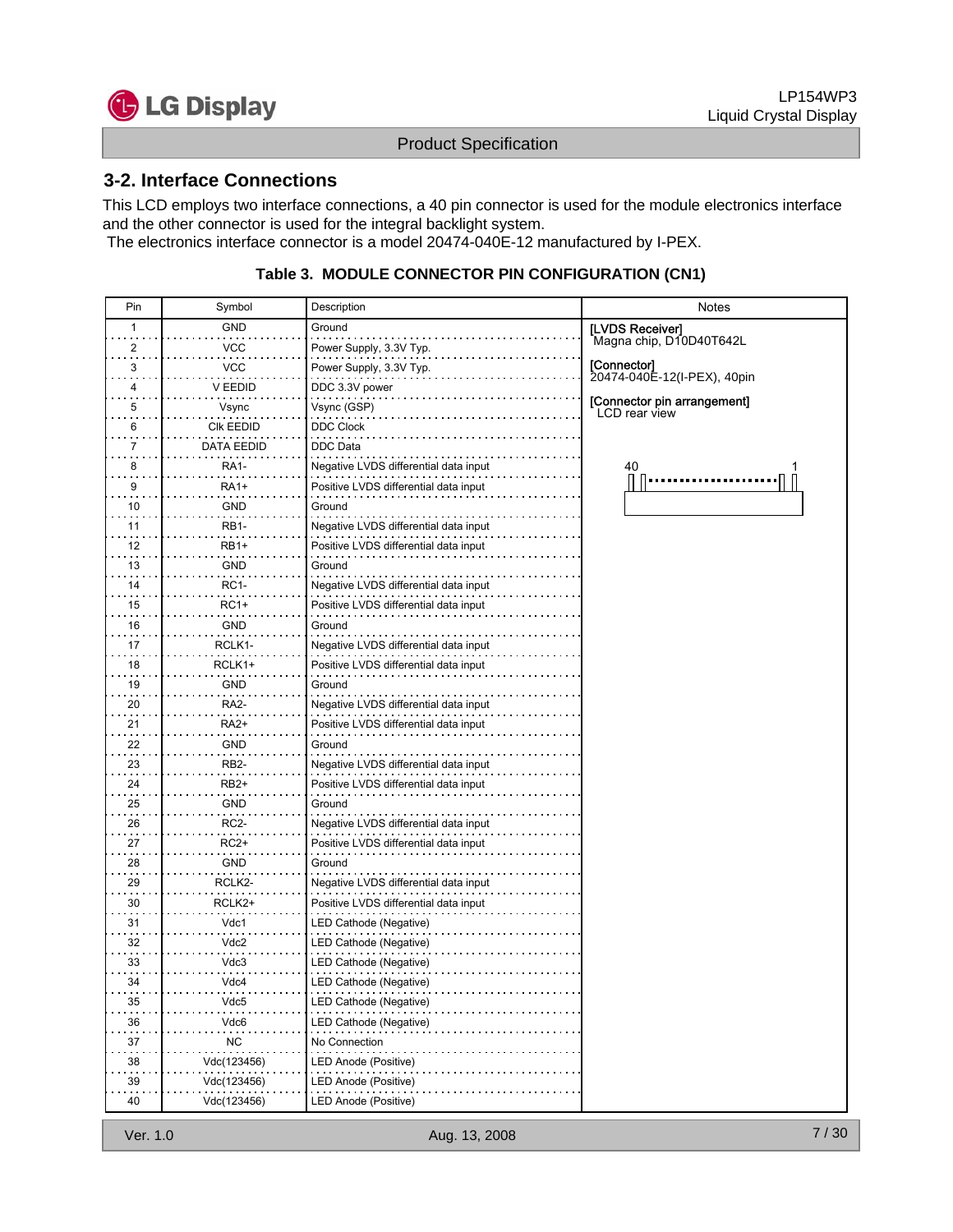## 3-2. Interface Connections

This LCD employs two interface connections, a 40 pin connector is used for the module electronics interface and the other connector is used for the integral backlight system.
The electronics interface connector is a model 20474-040E-12 manufactured by I-PEX.

**Table 3. MODULE CONNECTOR PIN CONFIGURATION (CN1)**

| Pin | Symbol | Description | Notes |
|---|---|---|---|
| 1 | GND | Ground | **[LVDS Receiver]** Magna chip, D10D40T642L |
| 2 | VCC | Power Supply, 3.3V Typ. | |
| 3 | VCC | Power Supply, 3.3V Typ. | **[Connector]** 20474-040E-12(I-PEX), 40pin |
| 4 | V EEDID | DDC 3.3V power | |
| 5 | Vsync | Vsync (GSP) | **[Connector pin arrangement]** LCD rear view |
| 6 | Clk EEDID | DDC Clock | |
| 7 | DATA EEDID | DDC Data | |
| 8 | RA1- | Negative LVDS differential data input | 40 ... 1 |
| 9 | RA1+ | Positive LVDS differential data input | |
| 10 | GND | Ground | |
| 11 | RB1- | Negative LVDS differential data input | |
| 12 | RB1+ | Positive LVDS differential data input | |
| 13 | GND | Ground | |
| 14 | RC1- | Negative LVDS differential data input | |
| 15 | RC1+ | Positive LVDS differential data input | |
| 16 | GND | Ground | |
| 17 | RCLK1- | Negative LVDS differential data input | |
| 18 | RCLK1+ | Positive LVDS differential data input | |
| 19 | GND | Ground | |
| 20 | RA2- | Negative LVDS differential data input | |
| 21 | RA2+ | Positive LVDS differential data input | |
| 22 | GND | Ground | |
| 23 | RB2- | Negative LVDS differential data input | |
| 24 | RB2+ | Positive LVDS differential data input | |
| 25 | GND | Ground | |
| 26 | RC2- | Negative LVDS differential data input | |
| 27 | RC2+ | Positive LVDS differential data input | |
| 28 | GND | Ground | |
| 29 | RCLK2- | Negative LVDS differential data input | |
| 30 | RCLK2+ | Positive LVDS differential data input | |
| 31 | Vdc1 | LED Cathode (Negative) | |
| 32 | Vdc2 | LED Cathode (Negative) | |
| 33 | Vdc3 | LED Cathode (Negative) | |
| 34 | Vdc4 | LED Cathode (Negative) | |
| 35 | Vdc5 | LED Cathode (Negative) | |
| 36 | Vdc6 | LED Cathode (Negative) | |
| 37 | NC | No Connection | |
| 38 | Vdc(123456) | LED Anode (Positive) | |
| 39 | Vdc(123456) | LED Anode (Positive) | |
| 40 | Vdc(123456) | LED Anode (Positive) | |

Ver. 1.0 Aug. 13, 2008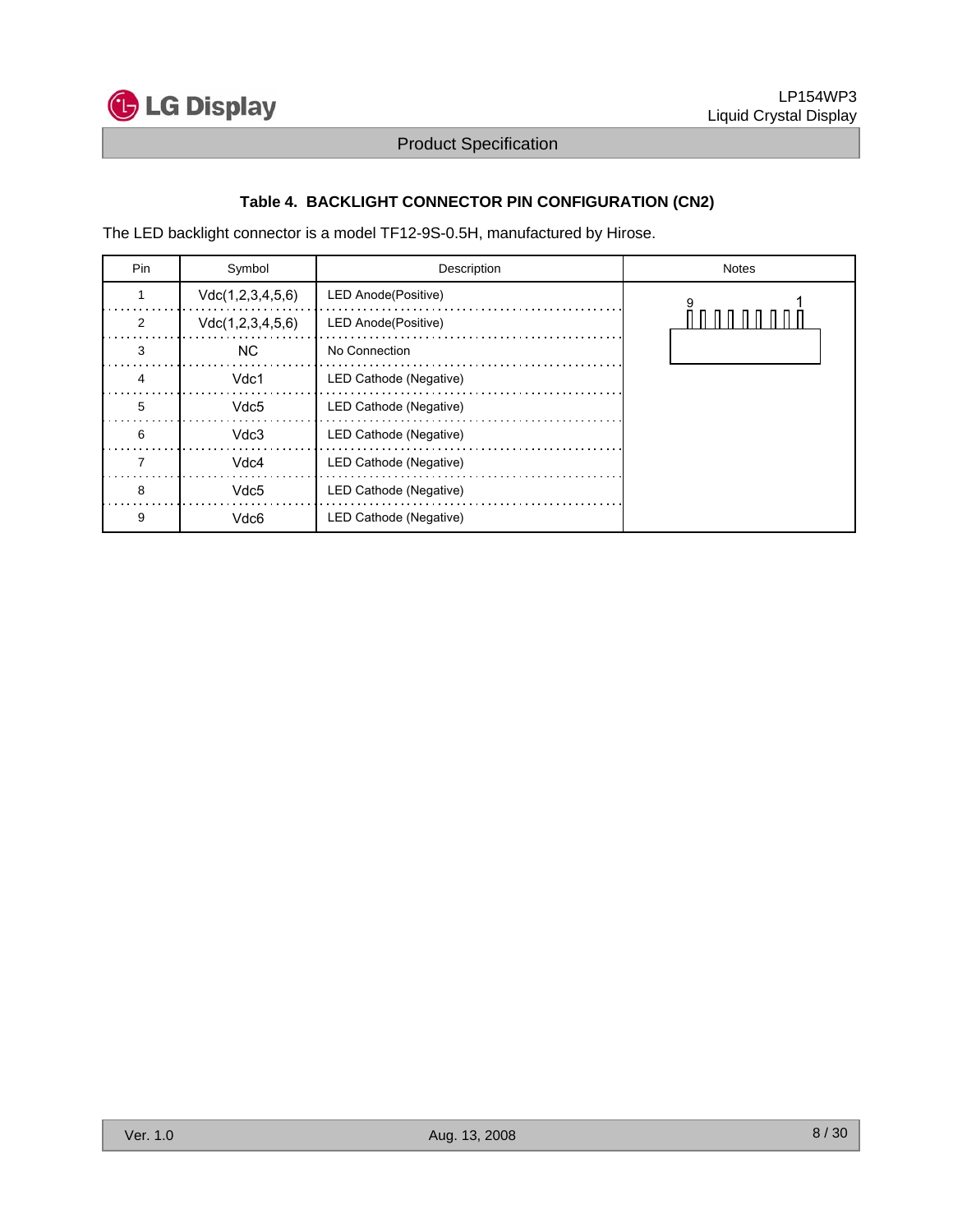### Table 4. BACKLIGHT CONNECTOR PIN CONFIGURATION (CN2)

The LED backlight connector is a model TF12-9S-0.5H, manufactured by Hirose.

| Pin | Symbol | Description | Notes |
|---|---|---|---|
| 1 | Vdc(1,2,3,4,5,6) | LED Anode(Positive) | 9 1 |
| 2 | Vdc(1,2,3,4,5,6) | LED Anode(Positive) | |
| 3 | NC | No Connection | |
| 4 | Vdc1 | LED Cathode (Negative) | |
| 5 | Vdc5 | LED Cathode (Negative) | |
| 6 | Vdc3 | LED Cathode (Negative) | |
| 7 | Vdc4 | LED Cathode (Negative) | |
| 8 | Vdc5 | LED Cathode (Negative) | |
| 9 | Vdc6 | LED Cathode (Negative) | |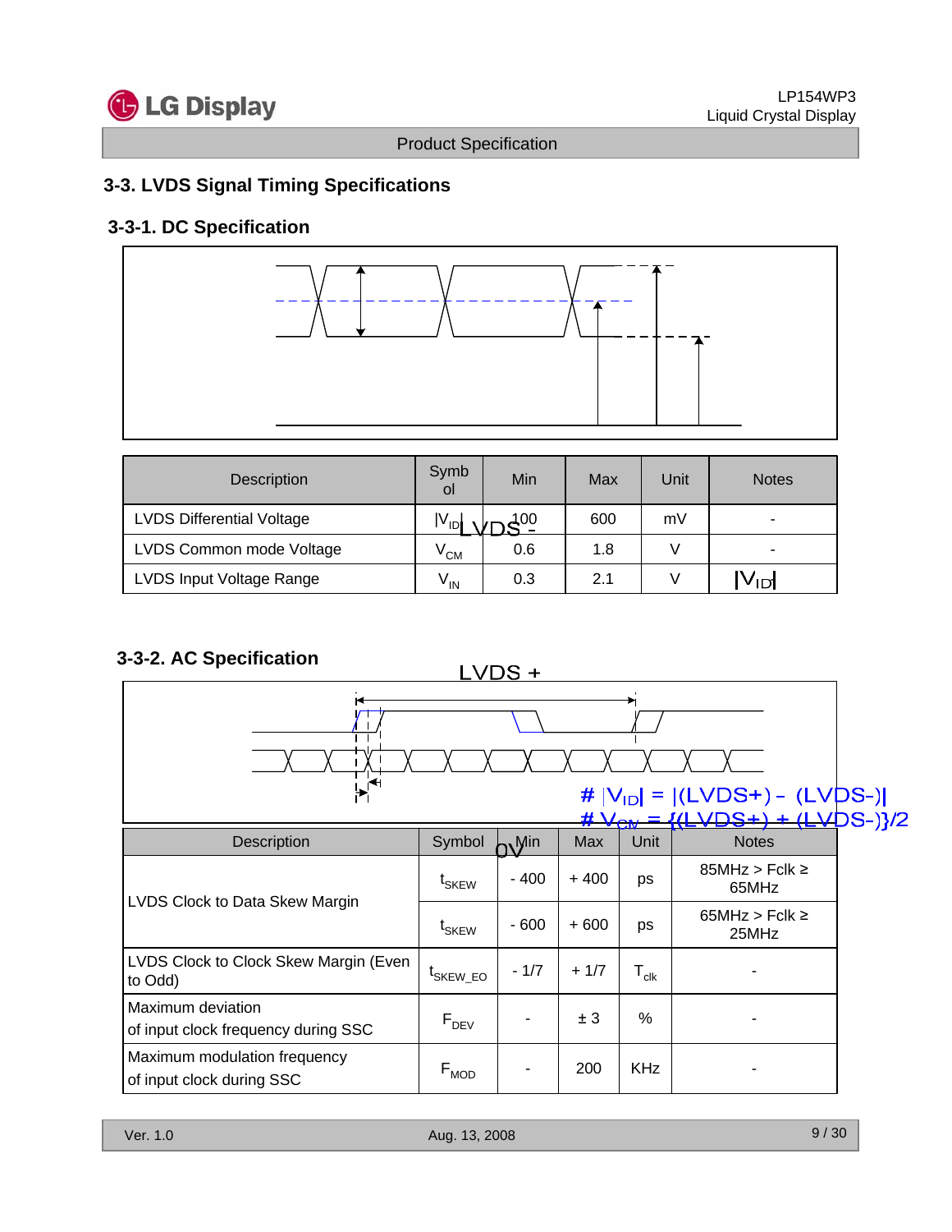## 3-3. LVDS Signal Timing Specifications

### 3-3-1. DC Specification

LVDS +

LVDS -

0V

# $|V_{ID}| = |(LVDS+) - (LVDS-)|$

# $V_{CM} = \{(LVDS+) + (LVDS-)\}/2$

| Description | Symbol | Min | Max | Unit | Notes |
|---|---|---|---|---|---|
| LVDS Differential Voltage | $\|V_{ID}\|$ | 100 | 600 | mV | - |
| LVDS Common mode Voltage | $V_{CM}$ | 0.6 | 1.8 | V | - |
| LVDS Input Voltage Range | $V_{IN}$ | 0.3 | 2.1 | V | - |

### 3-3-2. AC Specification

| Description | Symbol | Min | Max | Unit | Notes |
|---|---|---|---|---|---|
| LVDS Clock to Data Skew Margin | $t_{SKEW}$ | - 400 | + 400 | ps | 85MHz > Fclk ≥ 65MHz |
| | $t_{SKEW}$ | - 600 | + 600 | ps | 65MHz > Fclk ≥ 25MHz |
| LVDS Clock to Clock Skew Margin (Even to Odd) | $t_{SKEW\_EO}$ | - 1/7 | + 1/7 | $T_{clk}$ | - |
| Maximum deviation of input clock frequency during SSC | $F_{DEV}$ | - | ± 3 | % | - |
| Maximum modulation frequency of input clock during SSC | $F_{MOD}$ | - | 200 | KHz | - |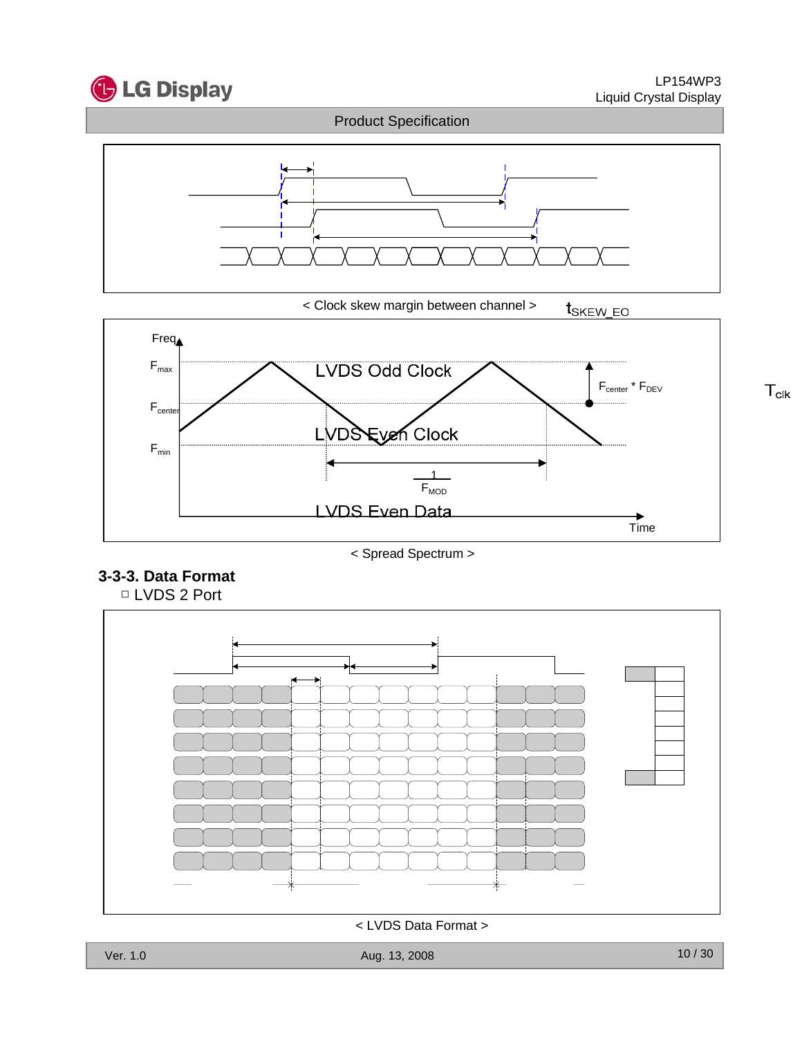< Clock skew margin between channel >

$t_{SKEW\_EO}$

$T_{clk}$

Freq

$F_{max}$

$F_{center}$

$F_{min}$

LVDS Odd Clock

LVDS Even Clock

LVDS Even Data

$F_{center} * F_{DEV}$

$\frac{1}{F_{MOD}}$

Time

< Spread Spectrum >

### 3-3-3. Data Format

□ LVDS 2 Port

< LVDS Data Format >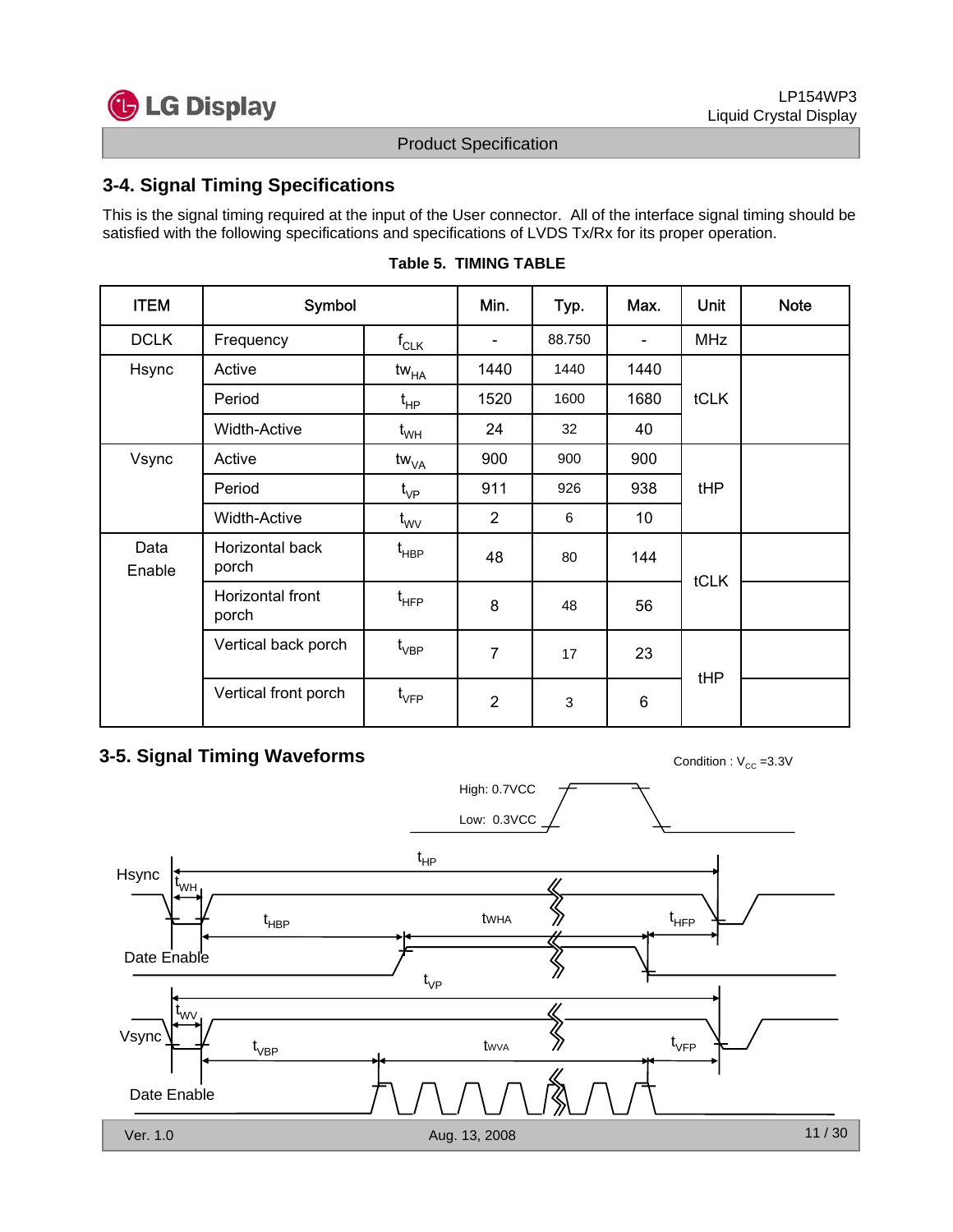## 3-4. Signal Timing Specifications

This is the signal timing required at the input of the User connector. All of the interface signal timing should be satisfied with the following specifications and specifications of LVDS Tx/Rx for its proper operation.

**Table 5. TIMING TABLE**

| ITEM | Symbol | | Min. | Typ. | Max. | Unit | Note |
|---|---|---|---|---|---|---|---|
| DCLK | Frequency | $f_{CLK}$ | - | 88.750 | - | MHz | |
| Hsync | Active | $tw_{HA}$ | 1440 | 1440 | 1440 | tCLK | |
| | Period | $t_{HP}$ | 1520 | 1600 | 1680 | | |
| | Width-Active | $t_{WH}$ | 24 | 32 | 40 | | |
| Vsync | Active | $tw_{VA}$ | 900 | 900 | 900 | tHP | |
| | Period | $t_{VP}$ | 911 | 926 | 938 | | |
| | Width-Active | $t_{WV}$ | 2 | 6 | 10 | | |
| Data Enable | Horizontal back porch | $t_{HBP}$ | 48 | 80 | 144 | tCLK | |
| | Horizontal front porch | $t_{HFP}$ | 8 | 48 | 56 | | |
| | Vertical back porch | $t_{VBP}$ | 7 | 17 | 23 | tHP | |
| | Vertical front porch | $t_{VFP}$ | 2 | 3 | 6 | | |

## 3-5. Signal Timing Waveforms

Condition : $V_{CC}$ =3.3V

High: 0.7VCC

Low: 0.3VCC

Hsync, $t_{HP}$, $t_{WH}$, $t_{HBP}$, $tw_{HA}$, $t_{HFP}$, Date Enable

Vsync, $t_{VP}$, $t_{WV}$, $t_{VBP}$, $tw_{VA}$, $t_{VFP}$, Date Enable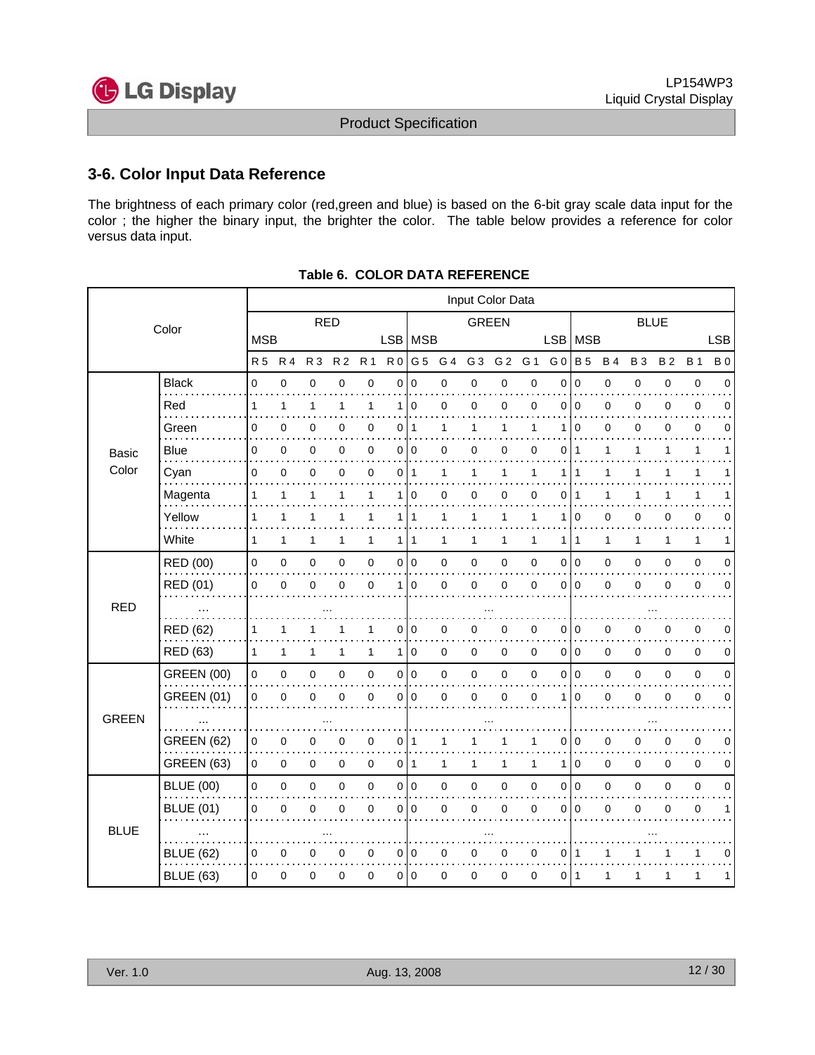## 3-6. Color Input Data Reference

The brightness of each primary color (red,green and blue) is based on the 6-bit gray scale data input for the color ; the higher the binary input, the brighter the color. The table below provides a reference for color versus data input.

**Table 6. COLOR DATA REFERENCE**

| Color | | Input Color Data | | | | | | | | | | | | | | | | | |
|---|---|---|---|---|---|---|---|---|---|---|---|---|---|---|---|---|---|---|---|
| | | RED | | | | | | GREEN | | | | | | BLUE | | | | | |
| | | MSB | | | | | LSB | MSB | | | | | LSB | MSB | | | | | LSB |
| | | R 5 | R 4 | R 3 | R 2 | R 1 | R 0 | G 5 | G 4 | G 3 | G 2 | G 1 | G 0 | B 5 | B 4 | B 3 | B 2 | B 1 | B 0 |
| Basic Color | Black | 0 | 0 | 0 | 0 | 0 | 0 | 0 | 0 | 0 | 0 | 0 | 0 | 0 | 0 | 0 | 0 | 0 | 0 |
| | Red | 1 | 1 | 1 | 1 | 1 | 1 | 0 | 0 | 0 | 0 | 0 | 0 | 0 | 0 | 0 | 0 | 0 | 0 |
| | Green | 0 | 0 | 0 | 0 | 0 | 0 | 1 | 1 | 1 | 1 | 1 | 1 | 0 | 0 | 0 | 0 | 0 | 0 |
| | Blue | 0 | 0 | 0 | 0 | 0 | 0 | 0 | 0 | 0 | 0 | 0 | 0 | 1 | 1 | 1 | 1 | 1 | 1 |
| | Cyan | 0 | 0 | 0 | 0 | 0 | 0 | 1 | 1 | 1 | 1 | 1 | 1 | 1 | 1 | 1 | 1 | 1 | 1 |
| | Magenta | 1 | 1 | 1 | 1 | 1 | 1 | 0 | 0 | 0 | 0 | 0 | 0 | 1 | 1 | 1 | 1 | 1 | 1 |
| | Yellow | 1 | 1 | 1 | 1 | 1 | 1 | 1 | 1 | 1 | 1 | 1 | 1 | 0 | 0 | 0 | 0 | 0 | 0 |
| | White | 1 | 1 | 1 | 1 | 1 | 1 | 1 | 1 | 1 | 1 | 1 | 1 | 1 | 1 | 1 | 1 | 1 | 1 |
| RED | RED (00) | 0 | 0 | 0 | 0 | 0 | 0 | 0 | 0 | 0 | 0 | 0 | 0 | 0 | 0 | 0 | 0 | 0 | 0 |
| | RED (01) | 0 | 0 | 0 | 0 | 0 | 1 | 0 | 0 | 0 | 0 | 0 | 0 | 0 | 0 | 0 | 0 | 0 | 0 |
| | ... | ... | | | | | | ... | | | | | | ... | | | | | |
| | RED (62) | 1 | 1 | 1 | 1 | 1 | 0 | 0 | 0 | 0 | 0 | 0 | 0 | 0 | 0 | 0 | 0 | 0 | 0 |
| | RED (63) | 1 | 1 | 1 | 1 | 1 | 1 | 0 | 0 | 0 | 0 | 0 | 0 | 0 | 0 | 0 | 0 | 0 | 0 |
| GREEN | GREEN (00) | 0 | 0 | 0 | 0 | 0 | 0 | 0 | 0 | 0 | 0 | 0 | 0 | 0 | 0 | 0 | 0 | 0 | 0 |
| | GREEN (01) | 0 | 0 | 0 | 0 | 0 | 0 | 0 | 0 | 0 | 0 | 0 | 1 | 0 | 0 | 0 | 0 | 0 | 0 |
| | ... | ... | | | | | | ... | | | | | | ... | | | | | |
| | GREEN (62) | 0 | 0 | 0 | 0 | 0 | 0 | 1 | 1 | 1 | 1 | 1 | 0 | 0 | 0 | 0 | 0 | 0 | 0 |
| | GREEN (63) | 0 | 0 | 0 | 0 | 0 | 0 | 1 | 1 | 1 | 1 | 1 | 1 | 0 | 0 | 0 | 0 | 0 | 0 |
| BLUE | BLUE (00) | 0 | 0 | 0 | 0 | 0 | 0 | 0 | 0 | 0 | 0 | 0 | 0 | 0 | 0 | 0 | 0 | 0 | 0 |
| | BLUE (01) | 0 | 0 | 0 | 0 | 0 | 0 | 0 | 0 | 0 | 0 | 0 | 0 | 0 | 0 | 0 | 0 | 0 | 1 |
| | ... | ... | | | | | | ... | | | | | | ... | | | | | |
| | BLUE (62) | 0 | 0 | 0 | 0 | 0 | 0 | 0 | 0 | 0 | 0 | 0 | 0 | 1 | 1 | 1 | 1 | 1 | 0 |
| | BLUE (63) | 0 | 0 | 0 | 0 | 0 | 0 | 0 | 0 | 0 | 0 | 0 | 0 | 1 | 1 | 1 | 1 | 1 | 1 |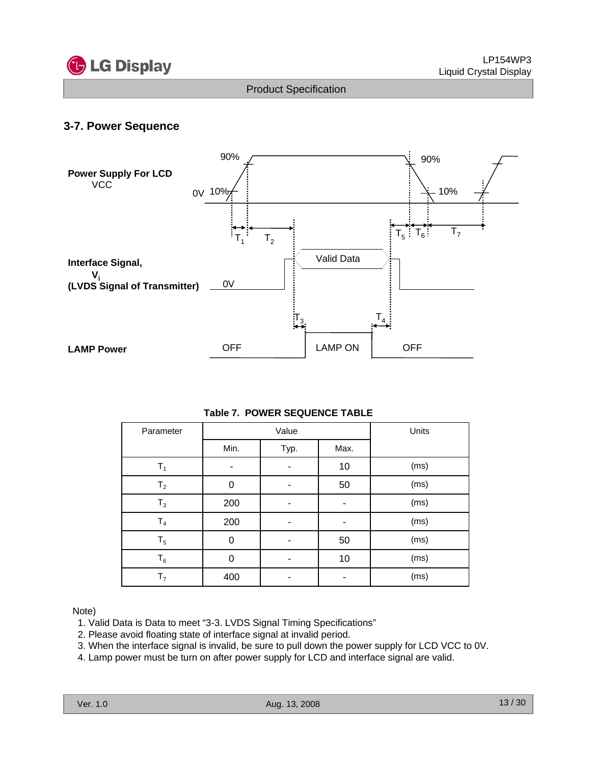## 3-7. Power Sequence

**Power Supply For LCD**
VCC

90% 90%
0V 10% 10%

$T_1$ $T_2$ $T_5$ $T_6$ $T_7$

**Interface Signal,**
**$V_i$**
**(LVDS Signal of Transmitter)**

0V Valid Data

$T_3$ $T_4$

**LAMP Power**

OFF LAMP ON OFF

**Table 7. POWER SEQUENCE TABLE**

| Parameter | Value | | | Units |
|---|---|---|---|---|
| | Min. | Typ. | Max. | |
| $T_1$ | - | - | 10 | (ms) |
| $T_2$ | 0 | - | 50 | (ms) |
| $T_3$ | 200 | - | - | (ms) |
| $T_4$ | 200 | - | - | (ms) |
| $T_5$ | 0 | - | 50 | (ms) |
| $T_6$ | 0 | - | 10 | (ms) |
| $T_7$ | 400 | - | - | (ms) |

Note)

1. Valid Data is Data to meet "3-3. LVDS Signal Timing Specifications"
2. Please avoid floating state of interface signal at invalid period.
3. When the interface signal is invalid, be sure to pull down the power supply for LCD VCC to 0V.
4. Lamp power must be turn on after power supply for LCD and interface signal are valid.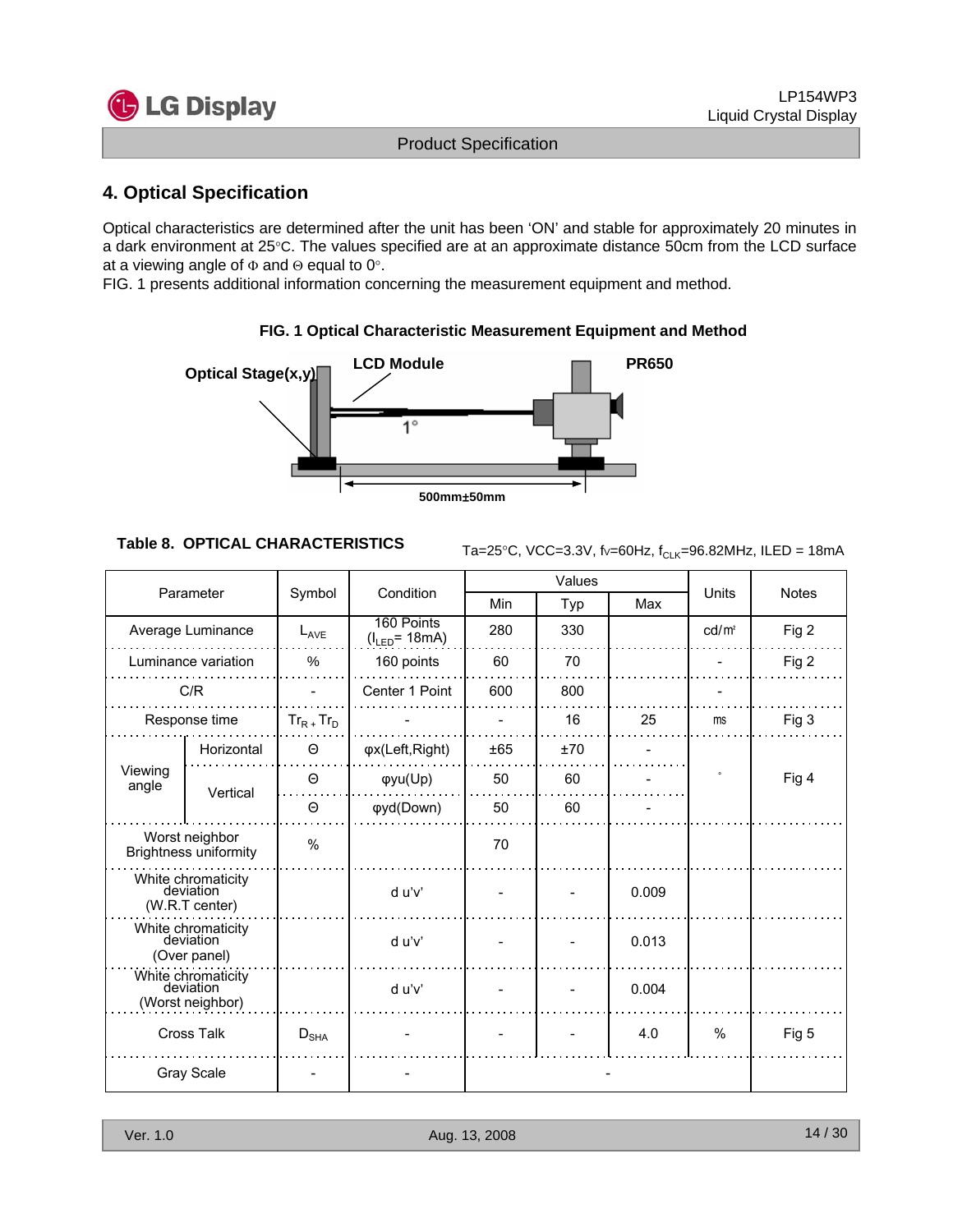## 4. Optical Specification

Optical characteristics are determined after the unit has been 'ON' and stable for approximately 20 minutes in a dark environment at 25°C. The values specified are at an approximate distance 50cm from the LCD surface at a viewing angle of Φ and Θ equal to 0°.

FIG. 1 presents additional information concerning the measurement equipment and method.

**FIG. 1 Optical Characteristic Measurement Equipment and Method**

Optical Stage(x,y) LCD Module PR650

1°

500mm±50mm

**Table 8. OPTICAL CHARACTERISTICS**

Ta=25°C, VCC=3.3V, fv=60Hz, $f_{CLK}$=96.82MHz, ILED = 18mA

| Parameter | | Symbol | Condition | Values | | | Units | Notes |
|---|---|---|---|---|---|---|---|---|
| | | | | Min | Typ | Max | | |
| Average Luminance | | $L_{AVE}$ | 160 Points ($I_{LED}$= 18mA) | 280 | 330 | | cd/m² | Fig 2 |
| Luminance variation | | % | 160 points | 60 | 70 | | - | Fig 2 |
| C/R | | - | Center 1 Point | 600 | 800 | | - | |
| Response time | | $Tr_R + Tr_D$ | - | - | 16 | 25 | ms | Fig 3 |
| Viewing angle | Horizontal | Θ | φx(Left,Right) | ±65 | ±70 | - | ° | Fig 4 |
| | Vertical | Θ | φyu(Up) | 50 | 60 | - | | |
| | | Θ | φyd(Down) | 50 | 60 | - | | |
| Worst neighbor Brightness uniformity | | % | | 70 | | | | |
| White chromaticity deviation (W.R.T center) | | | d u'v' | - | - | 0.009 | | |
| White chromaticity deviation (Over panel) | | | d u'v' | - | - | 0.013 | | |
| White chromaticity deviation (Worst neighbor) | | | d u'v' | - | - | 0.004 | | |
| Cross Talk | | $D_{SHA}$ | - | - | - | 4.0 | % | Fig 5 |
| Gray Scale | | - | - | - | | | | |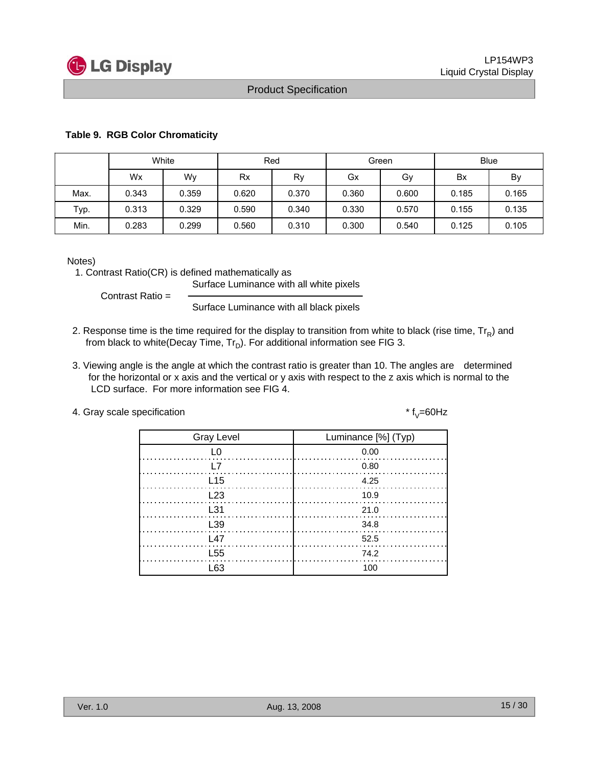**Table 9. RGB Color Chromaticity**

| | White | | Red | | Green | | Blue | |
|---|---|---|---|---|---|---|---|---|
| | Wx | Wy | Rx | Ry | Gx | Gy | Bx | By |
| Max. | 0.343 | 0.359 | 0.620 | 0.370 | 0.360 | 0.600 | 0.185 | 0.165 |
| Typ. | 0.313 | 0.329 | 0.590 | 0.340 | 0.330 | 0.570 | 0.155 | 0.135 |
| Min. | 0.283 | 0.299 | 0.560 | 0.310 | 0.300 | 0.540 | 0.125 | 0.105 |

Notes)

1. Contrast Ratio(CR) is defined mathematically as

$$\text{Contrast Ratio} = \frac{\text{Surface Luminance with all white pixels}}{\text{Surface Luminance with all black pixels}}$$

2. Response time is the time required for the display to transition from white to black (rise time, $Tr_R$) and from black to white(Decay Time, $Tr_D$). For additional information see FIG 3.

3. Viewing angle is the angle at which the contrast ratio is greater than 10. The angles are determined for the horizontal or x axis and the vertical or y axis with respect to the z axis which is normal to the LCD surface. For more information see FIG 4.

4. Gray scale specification

\* $f_V$=60Hz

| Gray Level | Luminance [%] (Typ) |
|---|---|
| L0 | 0.00 |
| L7 | 0.80 |
| L15 | 4.25 |
| L23 | 10.9 |
| L31 | 21.0 |
| L39 | 34.8 |
| L47 | 52.5 |
| L55 | 74.2 |
| L63 | 100 |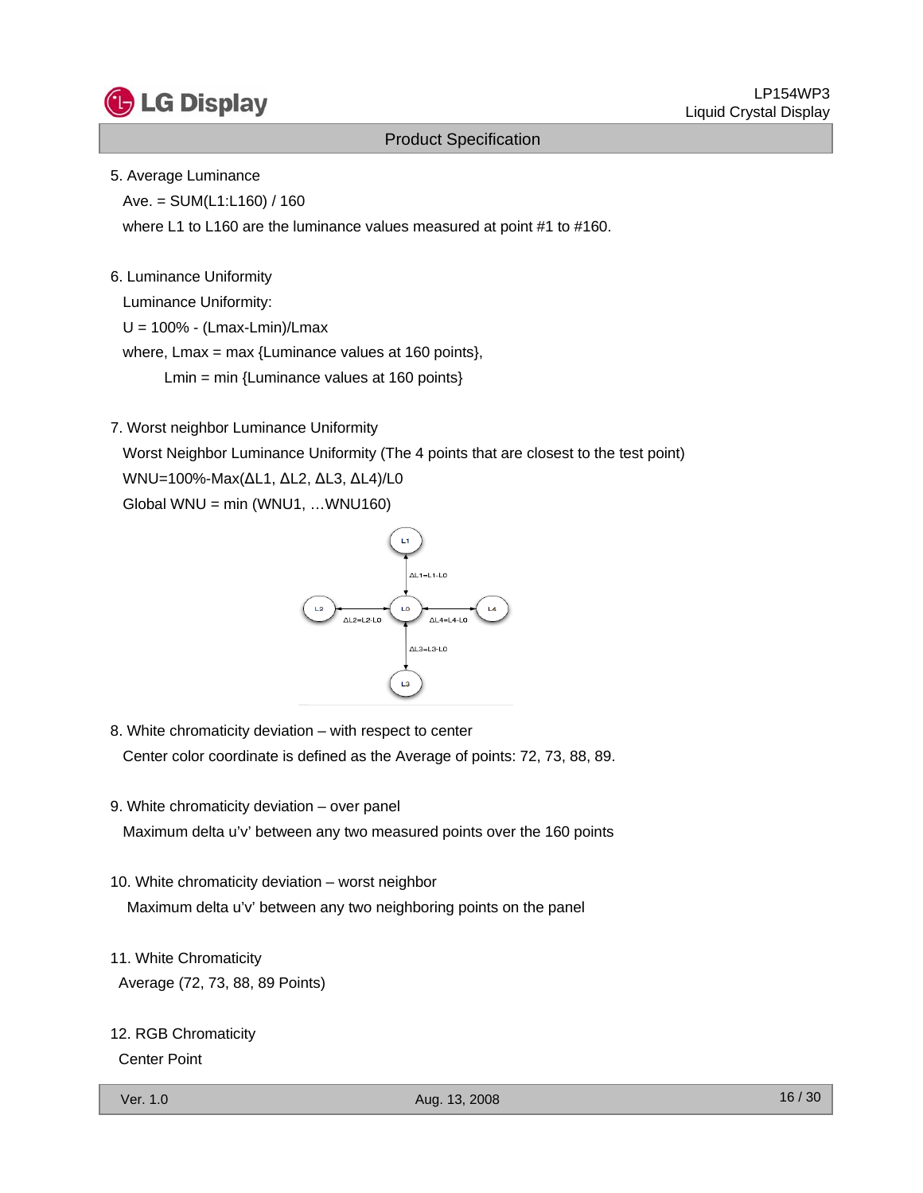5. Average Luminance

Ave. = SUM(L1:L160) / 160

where L1 to L160 are the luminance values measured at point #1 to #160.

6. Luminance Uniformity

Luminance Uniformity:

U = 100% - (Lmax-Lmin)/Lmax

where, Lmax = max {Luminance values at 160 points},

Lmin = min {Luminance values at 160 points}

7. Worst neighbor Luminance Uniformity

Worst Neighbor Luminance Uniformity (The 4 points that are closest to the test point)

WNU=100%-Max(ΔL1, ΔL2, ΔL3, ΔL4)/L0

Global WNU = min (WNU1, …WNU160)

8. White chromaticity deviation – with respect to center

Center color coordinate is defined as the Average of points: 72, 73, 88, 89.

9. White chromaticity deviation – over panel

Maximum delta u'v' between any two measured points over the 160 points

10. White chromaticity deviation – worst neighbor

Maximum delta u'v' between any two neighboring points on the panel

11. White Chromaticity

Average (72, 73, 88, 89 Points)

12. RGB Chromaticity

Center Point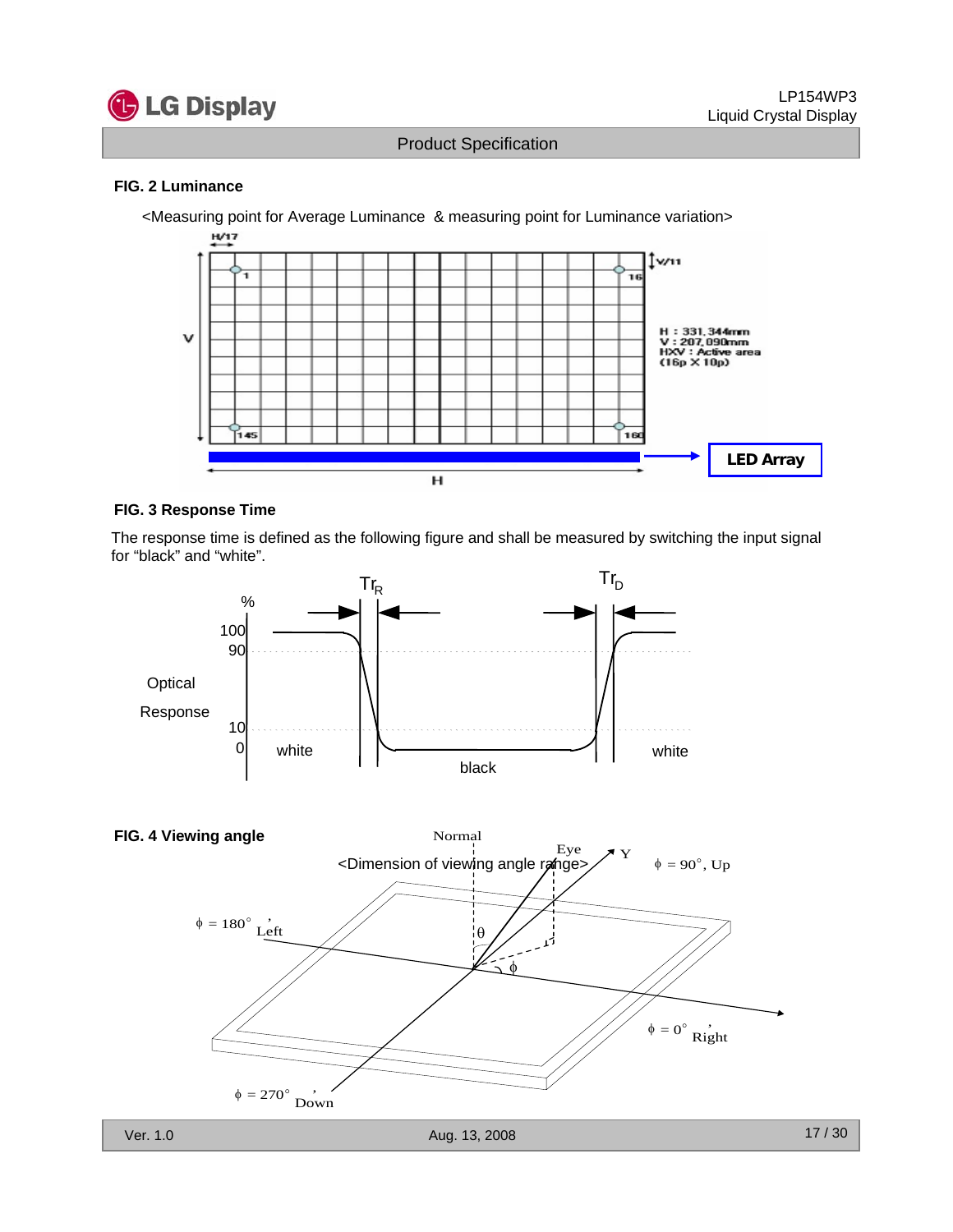**FIG. 2 Luminance**

<Measuring point for Average Luminance & measuring point for Luminance variation>

H : 331.344mm
V : 207.090mm
HXV : Active area
(16p X 10p)

LED Array

**FIG. 3 Response Time**

The response time is defined as the following figure and shall be measured by switching the input signal for “black” and “white”.

**FIG. 4 Viewing angle**

<Dimension of viewing angle range>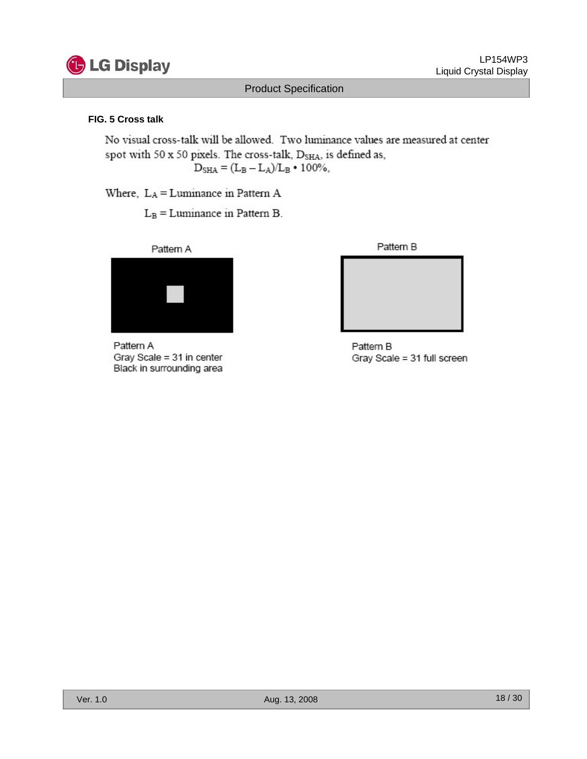**FIG. 5 Cross talk**

No visual cross-talk will be allowed. Two luminance values are measured at center spot with 50 x 50 pixels. The cross-talk, $D_{SHA}$, is defined as,

$$D_{SHA} = (L_B - L_A)/L_B \cdot 100\%,$$

Where, $L_A$ = Luminance in Pattern A

$L_B$ = Luminance in Pattern B.

Pattern A

Pattern A
Gray Scale = 31 in center
Black in surrounding area

Pattern B

Pattern B
Gray Scale = 31 full screen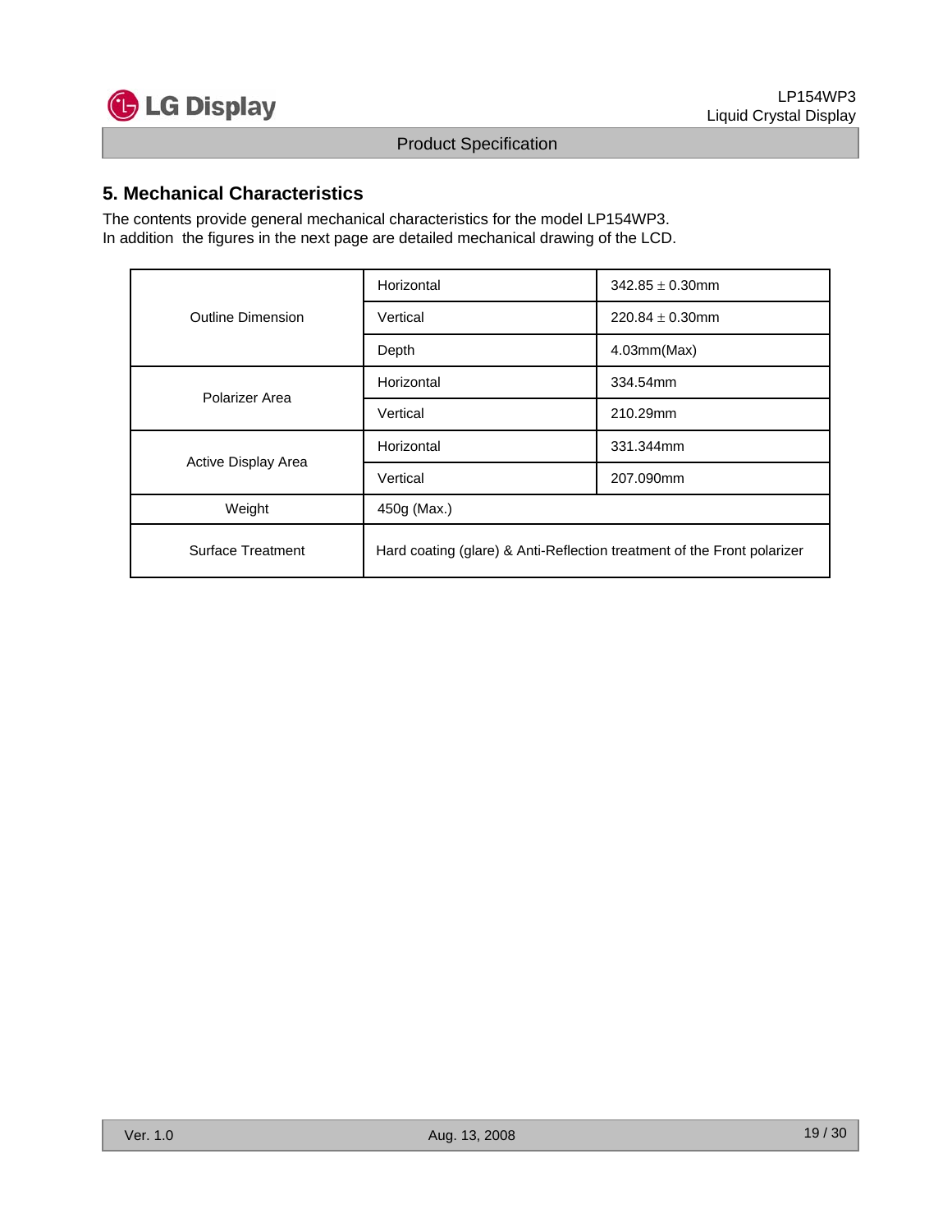## 5. Mechanical Characteristics

The contents provide general mechanical characteristics for the model LP154WP3.
In addition the figures in the next page are detailed mechanical drawing of the LCD.

| | | |
|---|---|---|
| Outline Dimension | Horizontal | 342.85 ± 0.30mm |
| | Vertical | 220.84 ± 0.30mm |
| | Depth | 4.03mm(Max) |
| Polarizer Area | Horizontal | 334.54mm |
| | Vertical | 210.29mm |
| Active Display Area | Horizontal | 331.344mm |
| | Vertical | 207.090mm |
| Weight | 450g (Max.) | |
| Surface Treatment | Hard coating (glare) & Anti-Reflection treatment of the Front polarizer | |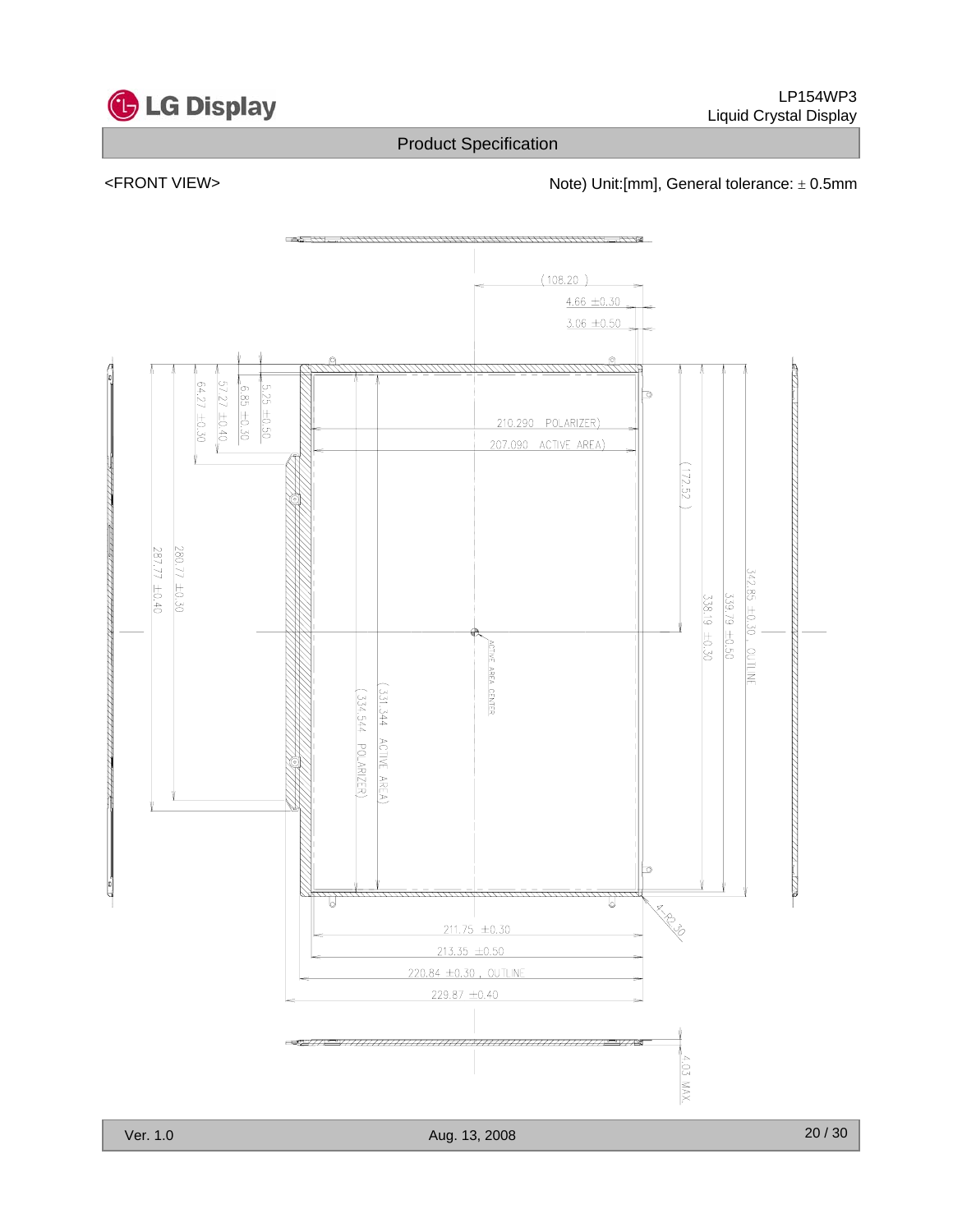## Product Specification

<FRONT VIEW>

Note) Unit:[mm], General tolerance: ± 0.5mm

(108.20)

4.66 ±0.30

3.06 ±0.50

5.25 ±0.50

6.85 ±0.30

57.27 ±0.40

64.27 ±0.30

210.290 (POLARIZER)

207.090 (ACTIVE AREA)

(172.52)

260.77 ±0.30

287.77 ±0.40

ACTIVE AREA CENTER

(331.344 ACTIVE AREA)

(334.544 POLARIZER)

342.85 ±0.30 , OUTLINE

339.79 ±0.50

338.19 ±0.30

4-R2.30

211.75 ±0.30

213.35 ±0.50

220.84 ±0.30 , OUTLINE

229.87 ±0.40

4.03 MAX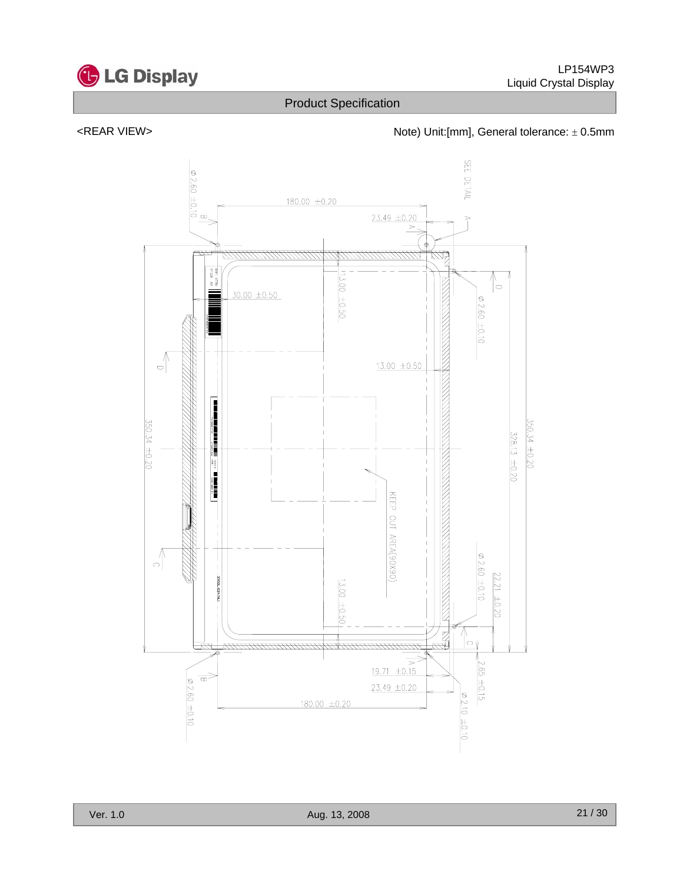<REAR VIEW>

Note) Unit:[mm], General tolerance: ± 0.5mm

SEE DETAIL A

180.00 ±0.20

23.49 ±0.20

Ø 2.60 ±0.10

B

13.00 ±0.50

30.00 ±0.50

D

Ø 2.60 ±0.10

13.00 ±0.50

350.34 ±0.20

328.13 ±0.20

350.34 ±0.20

KEEP OUT AREA(90X90)

C

Ø 2.60 ±0.10

22.21 ±0.20

13.00 ±0.50

C

19.71 ±0.15

2.65 ±0.15

23.49 ±0.20

Ø 2.60 ±0.10

B

180.00 ±0.20

Ø 2.10 ±0.10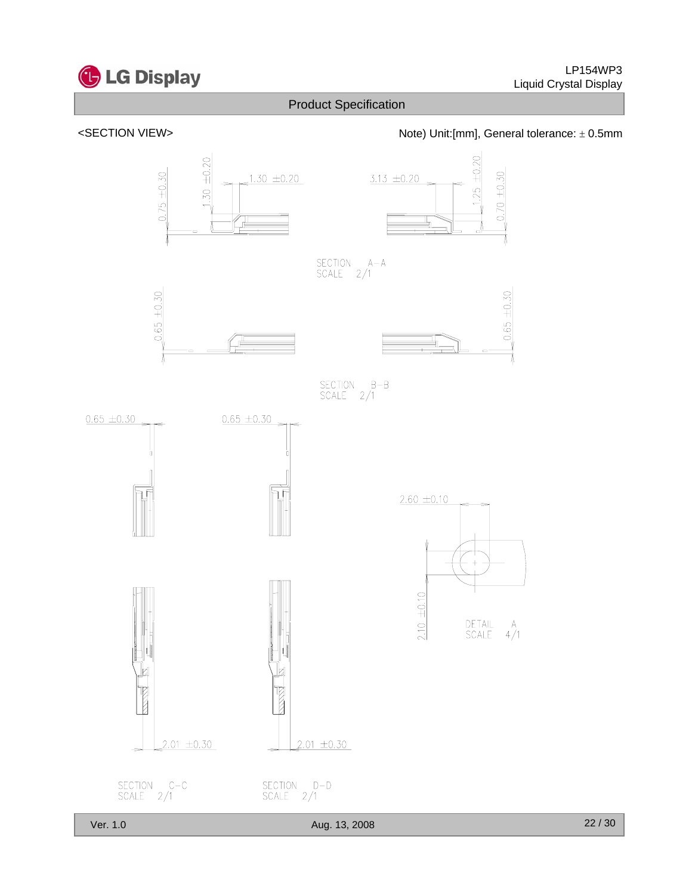<SECTION VIEW>

Note) Unit:[mm], General tolerance: ± 0.5mm

0.75 ±0.30

1.30 ±0.20

1.30 ±0.20

3.13 ±0.20

1.25 ±0.20

0.70 ±0.30

SECTION A−A
SCALE 2/1

0.65 ±0.30

0.65 ±0.30

SECTION B−B
SCALE 2/1

0.65 ±0.30

0.65 ±0.30

2.60 ±0.10

2.10 ±0.10

DETAIL A
SCALE 4/1

2.01 ±0.30

2.01 ±0.30

SECTION C−C
SCALE 2/1

SECTION D−D
SCALE 2/1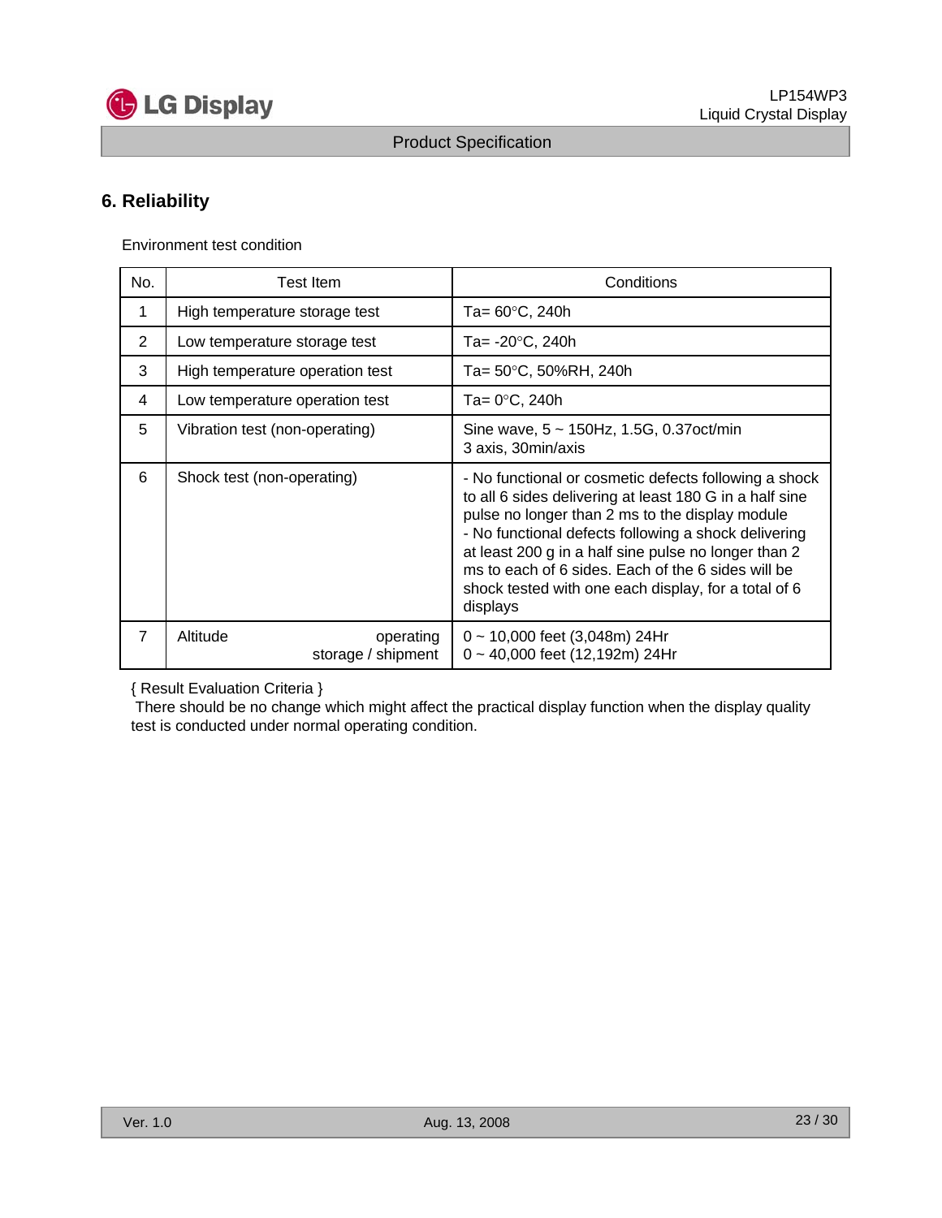## 6. Reliability

Environment test condition

| No. | Test Item | Conditions |
|---|---|---|
| 1 | High temperature storage test | Ta= 60°C, 240h |
| 2 | Low temperature storage test | Ta= -20°C, 240h |
| 3 | High temperature operation test | Ta= 50°C, 50%RH, 240h |
| 4 | Low temperature operation test | Ta= 0°C, 240h |
| 5 | Vibration test (non-operating) | Sine wave, 5 ~ 150Hz, 1.5G, 0.37oct/min<br>3 axis, 30min/axis |
| 6 | Shock test (non-operating) | - No functional or cosmetic defects following a shock to all 6 sides delivering at least 180 G in a half sine pulse no longer than 2 ms to the display module<br>- No functional defects following a shock delivering at least 200 g in a half sine pulse no longer than 2 ms to each of 6 sides. Each of the 6 sides will be shock tested with one each display, for a total of 6 displays |
| 7 | Altitude operating<br>storage / shipment | 0 ~ 10,000 feet (3,048m) 24Hr<br>0 ~ 40,000 feet (12,192m) 24Hr |

{ Result Evaluation Criteria }

There should be no change which might affect the practical display function when the display quality test is conducted under normal operating condition.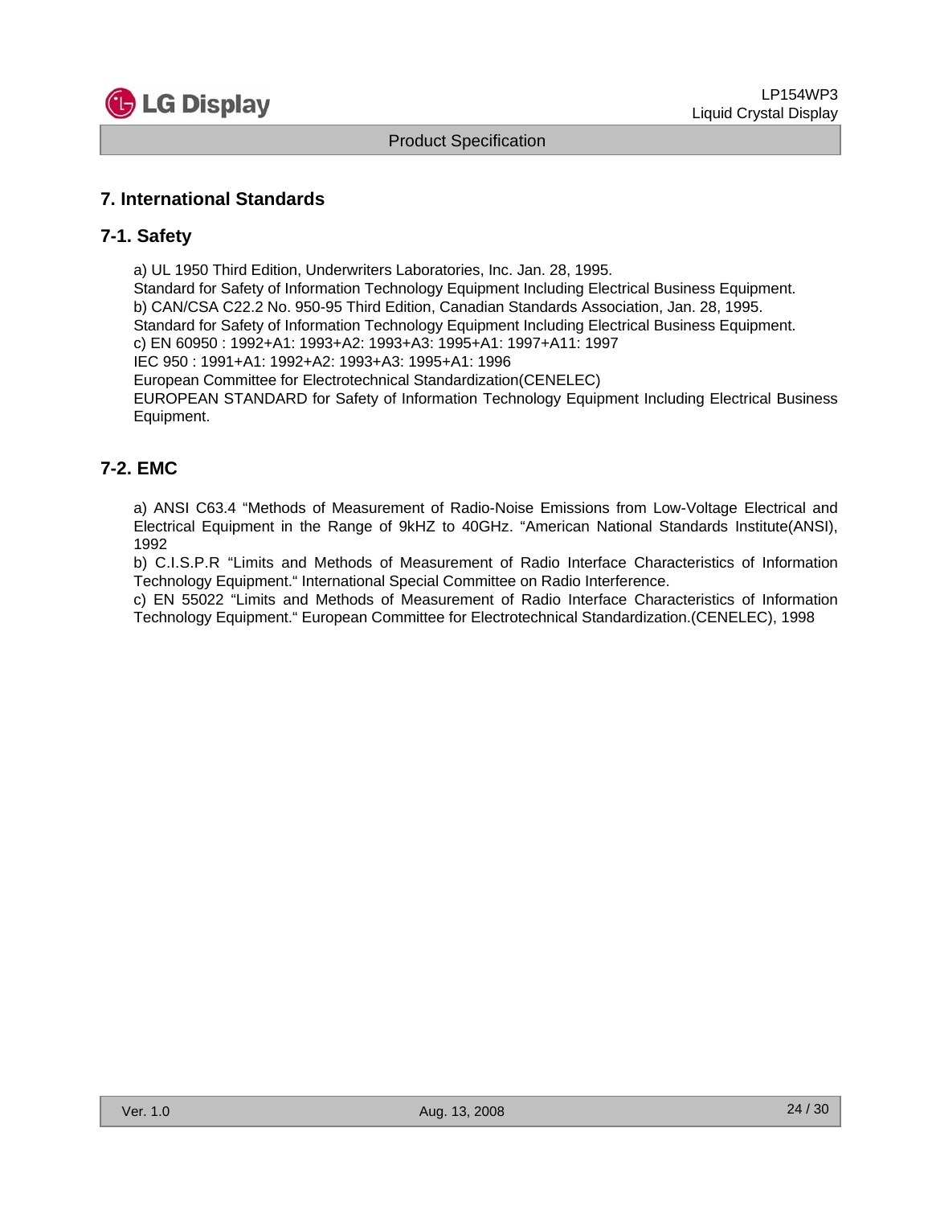## 7. International Standards

### 7-1. Safety

a) UL 1950 Third Edition, Underwriters Laboratories, Inc. Jan. 28, 1995.
Standard for Safety of Information Technology Equipment Including Electrical Business Equipment.
b) CAN/CSA C22.2 No. 950-95 Third Edition, Canadian Standards Association, Jan. 28, 1995.
Standard for Safety of Information Technology Equipment Including Electrical Business Equipment.
c) EN 60950 : 1992+A1: 1993+A2: 1993+A3: 1995+A1: 1997+A11: 1997
IEC 950 : 1991+A1: 1992+A2: 1993+A3: 1995+A1: 1996
European Committee for Electrotechnical Standardization(CENELEC)
EUROPEAN STANDARD for Safety of Information Technology Equipment Including Electrical Business Equipment.

### 7-2. EMC

a) ANSI C63.4 "Methods of Measurement of Radio-Noise Emissions from Low-Voltage Electrical and Electrical Equipment in the Range of 9kHZ to 40GHz. "American National Standards Institute(ANSI), 1992
b) C.I.S.P.R "Limits and Methods of Measurement of Radio Interface Characteristics of Information Technology Equipment." International Special Committee on Radio Interference.
c) EN 55022 "Limits and Methods of Measurement of Radio Interface Characteristics of Information Technology Equipment." European Committee for Electrotechnical Standardization.(CENELEC), 1998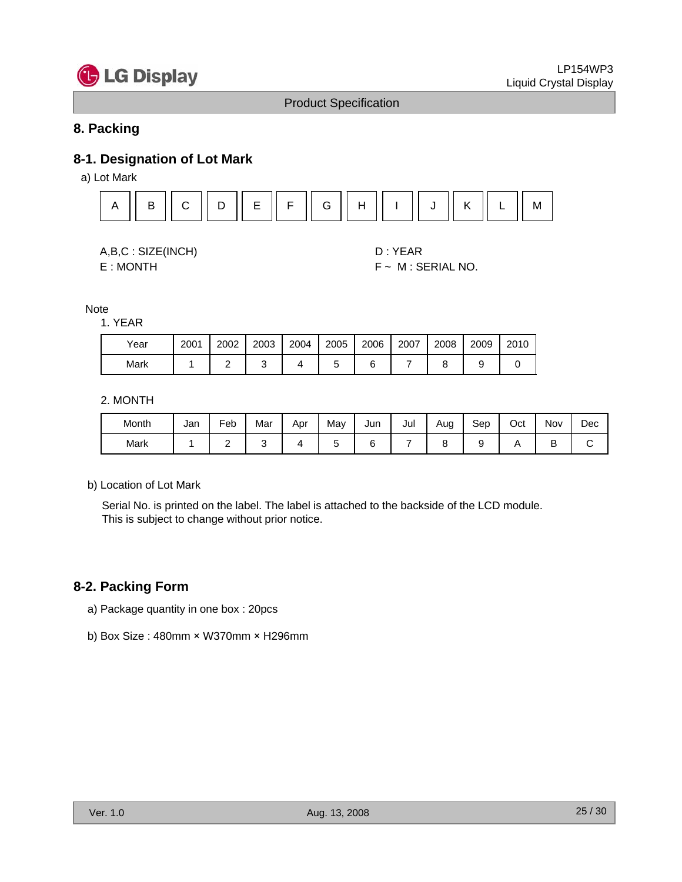# 8. Packing

## 8-1. Designation of Lot Mark

a) Lot Mark

| A | B | C | D | E | F | G | H | I | J | K | L | M |
|---|---|---|---|---|---|---|---|---|---|---|---|---|

A,B,C : SIZE(INCH)
E : MONTH

D : YEAR
F ~ M : SERIAL NO.

Note

1. YEAR

| Year | 2001 | 2002 | 2003 | 2004 | 2005 | 2006 | 2007 | 2008 | 2009 | 2010 |
|---|---|---|---|---|---|---|---|---|---|---|
| Mark | 1 | 2 | 3 | 4 | 5 | 6 | 7 | 8 | 9 | 0 |

2. MONTH

| Month | Jan | Feb | Mar | Apr | May | Jun | Jul | Aug | Sep | Oct | Nov | Dec |
|---|---|---|---|---|---|---|---|---|---|---|---|---|
| Mark | 1 | 2 | 3 | 4 | 5 | 6 | 7 | 8 | 9 | A | B | C |

b) Location of Lot Mark

Serial No. is printed on the label. The label is attached to the backside of the LCD module.
This is subject to change without prior notice.

## 8-2. Packing Form

a) Package quantity in one box : 20pcs

b) Box Size : 480mm × W370mm × H296mm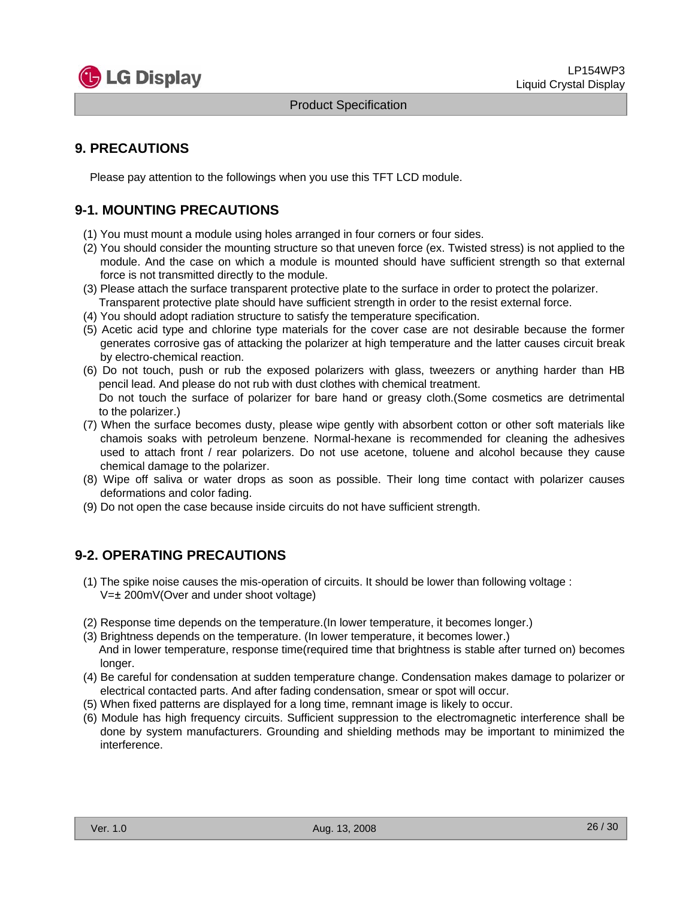## 9. PRECAUTIONS

Please pay attention to the followings when you use this TFT LCD module.

### 9-1. MOUNTING PRECAUTIONS

(1) You must mount a module using holes arranged in four corners or four sides.
(2) You should consider the mounting structure so that uneven force (ex. Twisted stress) is not applied to the module. And the case on which a module is mounted should have sufficient strength so that external force is not transmitted directly to the module.
(3) Please attach the surface transparent protective plate to the surface in order to protect the polarizer. Transparent protective plate should have sufficient strength in order to the resist external force.
(4) You should adopt radiation structure to satisfy the temperature specification.
(5) Acetic acid type and chlorine type materials for the cover case are not desirable because the former generates corrosive gas of attacking the polarizer at high temperature and the latter causes circuit break by electro-chemical reaction.
(6) Do not touch, push or rub the exposed polarizers with glass, tweezers or anything harder than HB pencil lead. And please do not rub with dust clothes with chemical treatment.
Do not touch the surface of polarizer for bare hand or greasy cloth.(Some cosmetics are detrimental to the polarizer.)
(7) When the surface becomes dusty, please wipe gently with absorbent cotton or other soft materials like chamois soaks with petroleum benzene. Normal-hexane is recommended for cleaning the adhesives used to attach front / rear polarizers. Do not use acetone, toluene and alcohol because they cause chemical damage to the polarizer.
(8) Wipe off saliva or water drops as soon as possible. Their long time contact with polarizer causes deformations and color fading.
(9) Do not open the case because inside circuits do not have sufficient strength.

### 9-2. OPERATING PRECAUTIONS

(1) The spike noise causes the mis-operation of circuits. It should be lower than following voltage :
V=± 200mV(Over and under shoot voltage)

(2) Response time depends on the temperature.(In lower temperature, it becomes longer.)
(3) Brightness depends on the temperature. (In lower temperature, it becomes lower.)
And in lower temperature, response time(required time that brightness is stable after turned on) becomes longer.
(4) Be careful for condensation at sudden temperature change. Condensation makes damage to polarizer or electrical contacted parts. And after fading condensation, smear or spot will occur.
(5) When fixed patterns are displayed for a long time, remnant image is likely to occur.
(6) Module has high frequency circuits. Sufficient suppression to the electromagnetic interference shall be done by system manufacturers. Grounding and shielding methods may be important to minimized the interference.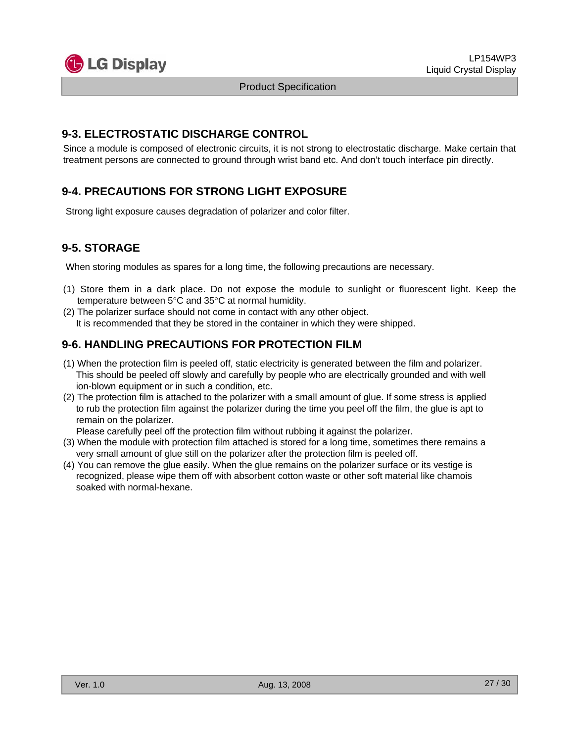## 9-3. ELECTROSTATIC DISCHARGE CONTROL

Since a module is composed of electronic circuits, it is not strong to electrostatic discharge. Make certain that treatment persons are connected to ground through wrist band etc. And don't touch interface pin directly.

## 9-4. PRECAUTIONS FOR STRONG LIGHT EXPOSURE

Strong light exposure causes degradation of polarizer and color filter.

## 9-5. STORAGE

When storing modules as spares for a long time, the following precautions are necessary.

(1) Store them in a dark place. Do not expose the module to sunlight or fluorescent light. Keep the temperature between 5°C and 35°C at normal humidity.

(2) The polarizer surface should not come in contact with any other object.
It is recommended that they be stored in the container in which they were shipped.

## 9-6. HANDLING PRECAUTIONS FOR PROTECTION FILM

(1) When the protection film is peeled off, static electricity is generated between the film and polarizer. This should be peeled off slowly and carefully by people who are electrically grounded and with well ion-blown equipment or in such a condition, etc.

(2) The protection film is attached to the polarizer with a small amount of glue. If some stress is applied to rub the protection film against the polarizer during the time you peel off the film, the glue is apt to remain on the polarizer.
Please carefully peel off the protection film without rubbing it against the polarizer.

(3) When the module with protection film attached is stored for a long time, sometimes there remains a very small amount of glue still on the polarizer after the protection film is peeled off.

(4) You can remove the glue easily. When the glue remains on the polarizer surface or its vestige is recognized, please wipe them off with absorbent cotton waste or other soft material like chamois soaked with normal-hexane.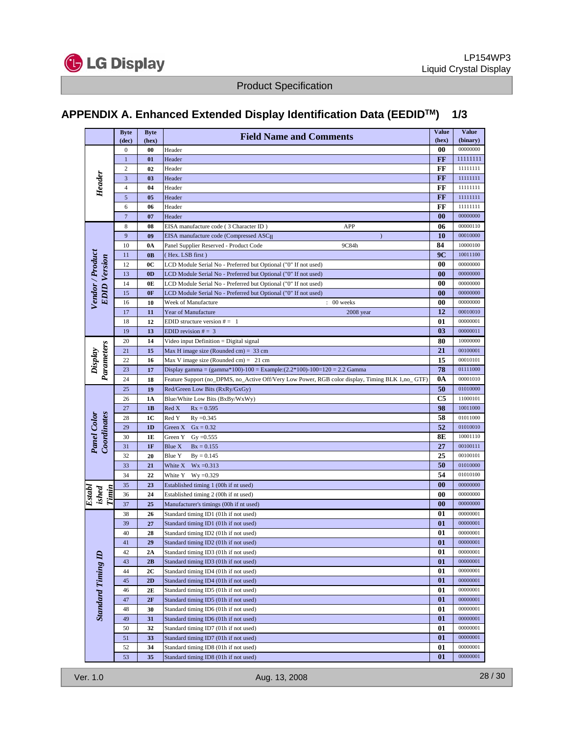## APPENDIX A. Enhanced Extended Display Identification Data (EEDID™) 1/3

| | Byte (dec) | Byte (hex) | Field Name and Comments | Value (hex) | Value (binary) |
|---|---|---|---|---|---|
| *Header* | 0 | 00 | Header | 00 | 00000000 |
| | 1 | 01 | Header | FF | 11111111 |
| | 2 | 02 | Header | FF | 11111111 |
| | 3 | 03 | Header | FF | 11111111 |
| | 4 | 04 | Header | FF | 11111111 |
| | 5 | 05 | Header | FF | 11111111 |
| | 6 | 06 | Header | FF | 11111111 |
| | 7 | 07 | Header | 00 | 00000000 |
| *Vendor / Product EDID Version* | 8 | 08 | EISA manufacture code ( 3 Character ID ) APP | 06 | 00000110 |
| | 9 | 09 | EISA manufacture code (Compressed ASC\|\| ) | 10 | 00010000 |
| | 10 | 0A | Panel Supplier Reserved - Product Code 9C84h | 84 | 10000100 |
| | 11 | 0B | ( Hex. LSB first ) | 9C | 10011100 |
| | 12 | 0C | LCD Module Serial No - Preferred but Optional ("0" If not used) | 00 | 00000000 |
| | 13 | 0D | LCD Module Serial No - Preferred but Optional ("0" If not used) | 00 | 00000000 |
| | 14 | 0E | LCD Module Serial No - Preferred but Optional ("0" If not used) | 00 | 00000000 |
| | 15 | 0F | LCD Module Serial No - Preferred but Optional ("0" If not used) | 00 | 00000000 |
| | 16 | 10 | Week of Manufacture : 00 weeks | 00 | 00000000 |
| | 17 | 11 | Year of Manufacture 2008 year | 12 | 00010010 |
| | 18 | 12 | EDID structure version # = 1 | 01 | 00000001 |
| | 19 | 13 | EDID revision # = 3 | 03 | 00000011 |
| *Display Parameters* | 20 | 14 | Video input Definition = Digital signal | 80 | 10000000 |
| | 21 | 15 | Max H image size (Rounded cm) = 33 cm | 21 | 00100001 |
| | 22 | 16 | Max V image size (Rounded cm) = 21 cm | 15 | 00010101 |
| | 23 | 17 | Display gamma = (gamma*100)-100 = Example:(2.2*100)-100=120 = 2.2 Gamma | 78 | 01111000 |
| | 24 | 18 | Feature Support (no_DPMS, no_Active Off/Very Low Power, RGB color display, Timing BLK 1,no_ GTF) | 0A | 00001010 |
| *Panel Color Coordinates* | 25 | 19 | Red/Green Low Bits (RxRy/GxGy) | 50 | 01010000 |
| | 26 | 1A | Blue/White Low Bits (BxBy/WxWy) | C5 | 11000101 |
| | 27 | 1B | Red X Rx = 0.595 | 98 | 10011000 |
| | 28 | 1C | Red Y Ry =0.345 | 58 | 01011000 |
| | 29 | 1D | Green X Gx = 0.32 | 52 | 01010010 |
| | 30 | 1E | Green Y Gy =0.555 | 8E | 10001110 |
| | 31 | 1F | Blue X Bx = 0.155 | 27 | 00100111 |
| | 32 | 20 | Blue Y By = 0.145 | 25 | 00100101 |
| | 33 | 21 | White X Wx =0.313 | 50 | 01010000 |
| | 34 | 22 | White Y Wy =0.329 | 54 | 01010100 |
| *Established Timing* | 35 | 23 | Established timing 1 (00h if nt used) | 00 | 00000000 |
| | 36 | 24 | Established timing 2 (00h if nt used) | 00 | 00000000 |
| | 37 | 25 | Manufacturer's timings (00h if nt used) | 00 | 00000000 |
| *Standard Timing ID* | 38 | 26 | Standard timing ID1 (01h if not used) | 01 | 00000001 |
| | 39 | 27 | Standard timing ID1 (01h if not used) | 01 | 00000001 |
| | 40 | 28 | Standard timing ID2 (01h if not used) | 01 | 00000001 |
| | 41 | 29 | Standard timing ID2 (01h if not used) | 01 | 00000001 |
| | 42 | 2A | Standard timing ID3 (01h if not used) | 01 | 00000001 |
| | 43 | 2B | Standard timing ID3 (01h if not used) | 01 | 00000001 |
| | 44 | 2C | Standard timing ID4 (01h if not used) | 01 | 00000001 |
| | 45 | 2D | Standard timing ID4 (01h if not used) | 01 | 00000001 |
| | 46 | 2E | Standard timing ID5 (01h if not used) | 01 | 00000001 |
| | 47 | 2F | Standard timing ID5 (01h if not used) | 01 | 00000001 |
| | 48 | 30 | Standard timing ID6 (01h if not used) | 01 | 00000001 |
| | 49 | 31 | Standard timing ID6 (01h if not used) | 01 | 00000001 |
| | 50 | 32 | Standard timing ID7 (01h if not used) | 01 | 00000001 |
| | 51 | 33 | Standard timing ID7 (01h if not used) | 01 | 00000001 |
| | 52 | 34 | Standard timing ID8 (01h if not used) | 01 | 00000001 |
| | 53 | 35 | Standard timing ID8 (01h if not used) | 01 | 00000001 |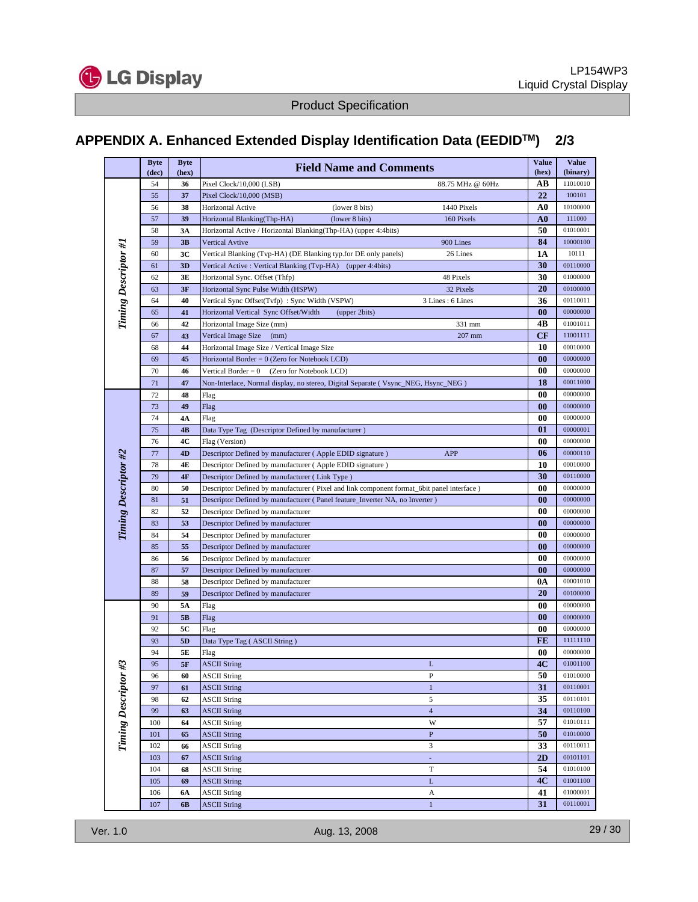## APPENDIX A. Enhanced Extended Display Identification Data (EEDID™) 2/3

| | Byte (dec) | Byte (hex) | Field Name and Comments | Value (hex) | Value (binary) |
|---|---|---|---|---|---|
| Timing Descriptor #1 | 54 | 36 | Pixel Clock/10,000 (LSB) 88.75 MHz @ 60Hz | AB | 11010010 |
| | 55 | 37 | Pixel Clock/10,000 (MSB) | 22 | 100101 |
| | 56 | 38 | Horizontal Active (lower 8 bits) 1440 Pixels | A0 | 10100000 |
| | 57 | 39 | Horizontal Blanking(Thp-HA) (lower 8 bits) 160 Pixels | A0 | 111000 |
| | 58 | 3A | Horizontal Active / Horizontal Blanking(Thp-HA) (upper 4:4bits) | 50 | 01010001 |
| | 59 | 3B | Vertical Avtive 900 Lines | 84 | 10000100 |
| | 60 | 3C | Vertical Blanking (Tvp-HA) (DE Blanking typ.for DE only panels) 26 Lines | 1A | 10111 |
| | 61 | 3D | Vertical Active : Vertical Blanking (Tvp-HA) (upper 4:4bits) | 30 | 00110000 |
| | 62 | 3E | Horizontal Sync. Offset (Thfp) 48 Pixels | 30 | 01000000 |
| | 63 | 3F | Horizontal Sync Pulse Width (HSPW) 32 Pixels | 20 | 00100000 |
| | 64 | 40 | Vertical Sync Offset(Tvfp) : Sync Width (VSPW) 3 Lines : 6 Lines | 36 | 00110011 |
| | 65 | 41 | Horizontal Vertical Sync Offset/Width (upper 2bits) | 00 | 00000000 |
| | 66 | 42 | Horizontal Image Size (mm) 331 mm | 4B | 01001011 |
| | 67 | 43 | Vertical Image Size (mm) 207 mm | CF | 11001111 |
| | 68 | 44 | Horizontal Image Size / Vertical Image Size | 10 | 00010000 |
| | 69 | 45 | Horizontal Border = 0 (Zero for Notebook LCD) | 00 | 00000000 |
| | 70 | 46 | Vertical Border = 0 (Zero for Notebook LCD) | 00 | 00000000 |
| | 71 | 47 | Non-Interlace, Normal display, no stereo, Digital Separate ( Vsync_NEG, Hsync_NEG ) | 18 | 00011000 |
| Timing Descriptor #2 | 72 | 48 | Flag | 00 | 00000000 |
| | 73 | 49 | Flag | 00 | 00000000 |
| | 74 | 4A | Flag | 00 | 00000000 |
| | 75 | 4B | Data Type Tag (Descriptor Defined by manufacturer ) | 01 | 00000001 |
| | 76 | 4C | Flag (Version) | 00 | 00000000 |
| | 77 | 4D | Descriptor Defined by manufacturer ( Apple EDID signature ) APP | 06 | 00000110 |
| | 78 | 4E | Descriptor Defined by manufacturer ( Apple EDID signature ) | 10 | 00010000 |
| | 79 | 4F | Descriptor Defined by manufacturer ( Link Type ) | 30 | 00110000 |
| | 80 | 50 | Descriptor Defined by manufacturer ( Pixel and link component format_6bit panel interface ) | 00 | 00000000 |
| | 81 | 51 | Descriptor Defined by manufacturer ( Panel feature_Inverter NA, no Inverter ) | 00 | 00000000 |
| | 82 | 52 | Descriptor Defined by manufacturer | 00 | 00000000 |
| | 83 | 53 | Descriptor Defined by manufacturer | 00 | 00000000 |
| | 84 | 54 | Descriptor Defined by manufacturer | 00 | 00000000 |
| | 85 | 55 | Descriptor Defined by manufacturer | 00 | 00000000 |
| | 86 | 56 | Descriptor Defined by manufacturer | 00 | 00000000 |
| | 87 | 57 | Descriptor Defined by manufacturer | 00 | 00000000 |
| | 88 | 58 | Descriptor Defined by manufacturer | 0A | 00001010 |
| | 89 | 59 | Descriptor Defined by manufacturer | 20 | 00100000 |
| Timing Descriptor #3 | 90 | 5A | Flag | 00 | 00000000 |
| | 91 | 5B | Flag | 00 | 00000000 |
| | 92 | 5C | Flag | 00 | 00000000 |
| | 93 | 5D | Data Type Tag ( ASCII String ) | FE | 11111110 |
| | 94 | 5E | Flag | 00 | 00000000 |
| | 95 | 5F | ASCII String L | 4C | 01001100 |
| | 96 | 60 | ASCII String P | 50 | 01010000 |
| | 97 | 61 | ASCII String 1 | 31 | 00110001 |
| | 98 | 62 | ASCII String 5 | 35 | 00110101 |
| | 99 | 63 | ASCII String 4 | 34 | 00110100 |
| | 100 | 64 | ASCII String W | 57 | 01010111 |
| | 101 | 65 | ASCII String P | 50 | 01010000 |
| | 102 | 66 | ASCII String 3 | 33 | 00110011 |
| | 103 | 67 | ASCII String - | 2D | 00101101 |
| | 104 | 68 | ASCII String T | 54 | 01010100 |
| | 105 | 69 | ASCII String L | 4C | 01001100 |
| | 106 | 6A | ASCII String A | 41 | 01000001 |
| | 107 | 6B | ASCII String 1 | 31 | 00110001 |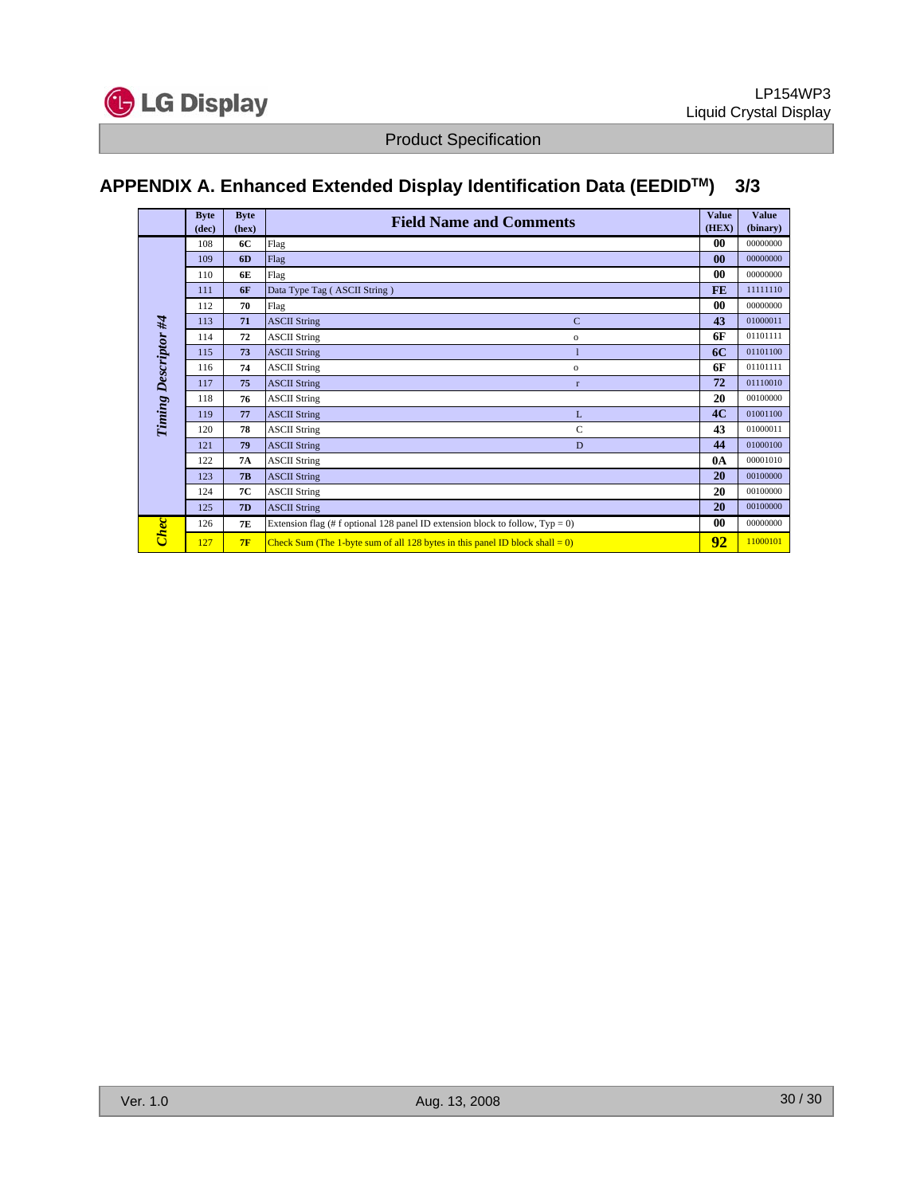## APPENDIX A. Enhanced Extended Display Identification Data (EEDID™) 3/3

| | Byte (dec) | Byte (hex) | Field Name and Comments | | Value (HEX) | Value (binary) |
|---|---|---|---|---|---|---|
| *Timing Descriptor #4* | 108 | 6C | Flag | | 00 | 00000000 |
| | 109 | 6D | Flag | | 00 | 00000000 |
| | 110 | 6E | Flag | | 00 | 00000000 |
| | 111 | 6F | Data Type Tag ( ASCII String ) | | FE | 11111110 |
| | 112 | 70 | Flag | | 00 | 00000000 |
| | 113 | 71 | ASCII String | C | 43 | 01000011 |
| | 114 | 72 | ASCII String | o | 6F | 01101111 |
| | 115 | 73 | ASCII String | l | 6C | 01101100 |
| | 116 | 74 | ASCII String | o | 6F | 01101111 |
| | 117 | 75 | ASCII String | r | 72 | 01110010 |
| | 118 | 76 | ASCII String | | 20 | 00100000 |
| | 119 | 77 | ASCII String | L | 4C | 01001100 |
| | 120 | 78 | ASCII String | C | 43 | 01000011 |
| | 121 | 79 | ASCII String | D | 44 | 01000100 |
| | 122 | 7A | ASCII String | | 0A | 00001010 |
| | 123 | 7B | ASCII String | | 20 | 00100000 |
| | 124 | 7C | ASCII String | | 20 | 00100000 |
| | 125 | 7D | ASCII String | | 20 | 00100000 |
| *Chec* | 126 | 7E | Extension flag (# f optional 128 panel ID extension block to follow, Typ = 0) | | 00 | 00000000 |
| | 127 | 7F | Check Sum (The 1-byte sum of all 128 bytes in this panel ID block shall = 0) | | 92 | 11000101 |